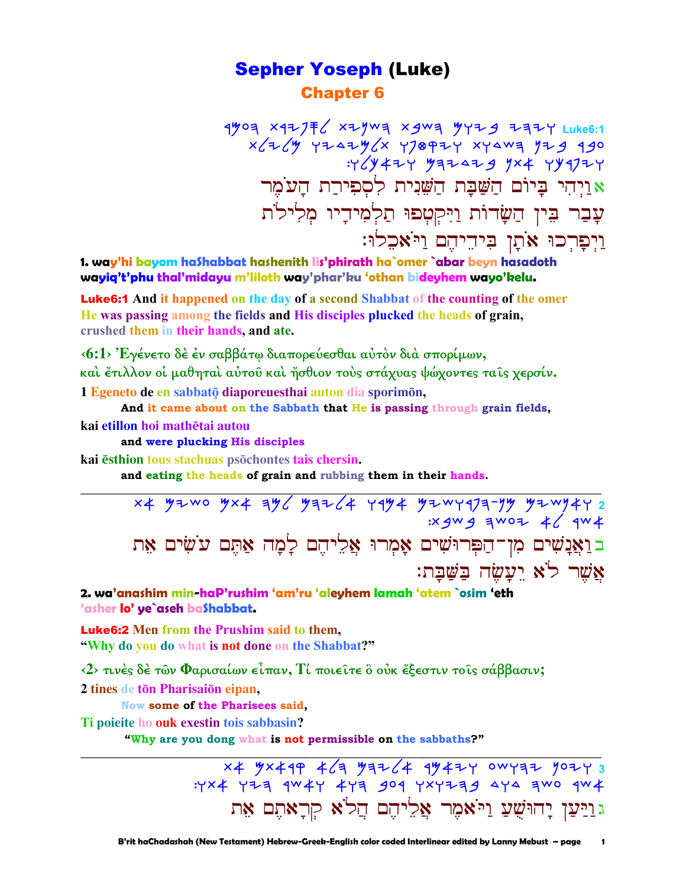# Sepher Yoseph (Luke)

## Chapter 6

Luke6:1 ויהי ביום השבת השנית לספירת העמר עבר בין השדות ויקטפו תלמידיו מלילת ויפרכו אתן בידיהם ויאכלו׃

אוַיְהִי בָּיוֹם הַשַּׁבָּת הַשֵּׁנִית לִסְפִירַת הָעֹמֶר עָבַר בֵּין הַשָּׂדוֹת וַיִּקְטְפוּ תַלְמִידָיו מְלִילֹת וַיִּפָרְכוּ אֹתָן בִּידֵיהֶם וַיֹּאכֵלוּ׃

**1. way'hi bayom haShabbat hashenith lis'phirath ha`omer `abar beyn hasadoth wayiq't'phu thal'midayu m'liloth way'phar'ku 'othan bideyhem wayo'kelu.**

**Luke6:1** And it happened on the day of a second Shabbat of the counting of the omer He was passing among the fields and His disciples plucked the heads of grain, crushed them in their hands, and ate.

‹6:1› Ἐγένετο δὲ ἐν σαββάτῳ διαπορεύεσθαι αὐτὸν διὰ σπορίμων, καὶ ἔτιλλον οἱ μαθηταὶ αὐτοῦ καὶ ἤσθιον τοὺς στάχυας ψώχοντες ταῖς χερσίν.

1 Egeneto de en sabbatō diaporeuesthai auton dia sporimōn,
**And it came about on the Sabbath that He is passing through grain fields,**

kai etillon hoi mathētai autou
**and were plucking His disciples**

kai ēsthion tous stachuas psōchontes tais chersin.
**and eating the heads of grain and rubbing them in their hands.**

---

2 ואנשים מן־הפרושים אמרו אליהם למה אתם עשים את אשר לא יעשה בשבת׃

בוַאֲנָשִׁים מִן־הַפְּרוּשִׁים אָמְרוּ אֲלֵיהֶם לָמָּה אַתֶּם עֹשִׂים אֵת אֲשֶׁר לֹא יֵעָשֶׂה בַּשַּׁבָּת׃

**2. wa'anashim min-haP'rushim 'am'ru 'aleyhem lamah 'atem `osim 'eth 'asher lo' ye`aseh baShabbat.**

**Luke6:2** Men from the Prushim said to them, "Why do you do what is not done on the Shabbat?"

‹2› τινὲς δὲ τῶν Φαρισαίων εἶπαν, Τί ποιεῖτε ὃ οὐκ ἔξεστιν τοῖς σάββασιν;

2 tines de tōn Pharisaiōn eipan,
**Now some of the Pharisees said,**

Ti poieite ho ouk exestin tois sabbasin?
**"Why are you dong what is not permissible on the sabbaths?"**

---

3 ויען יהושע ויאמר אליהם הלא קראתם את אשר עשה דוד ברעב הוא ואשר היו אתו׃

גוַיַּעַן יְהוֹשֻׁעַ וַיֹּאמֶר אֲלֵיהֶם הֲלֹא קְרָאתֶם אֵת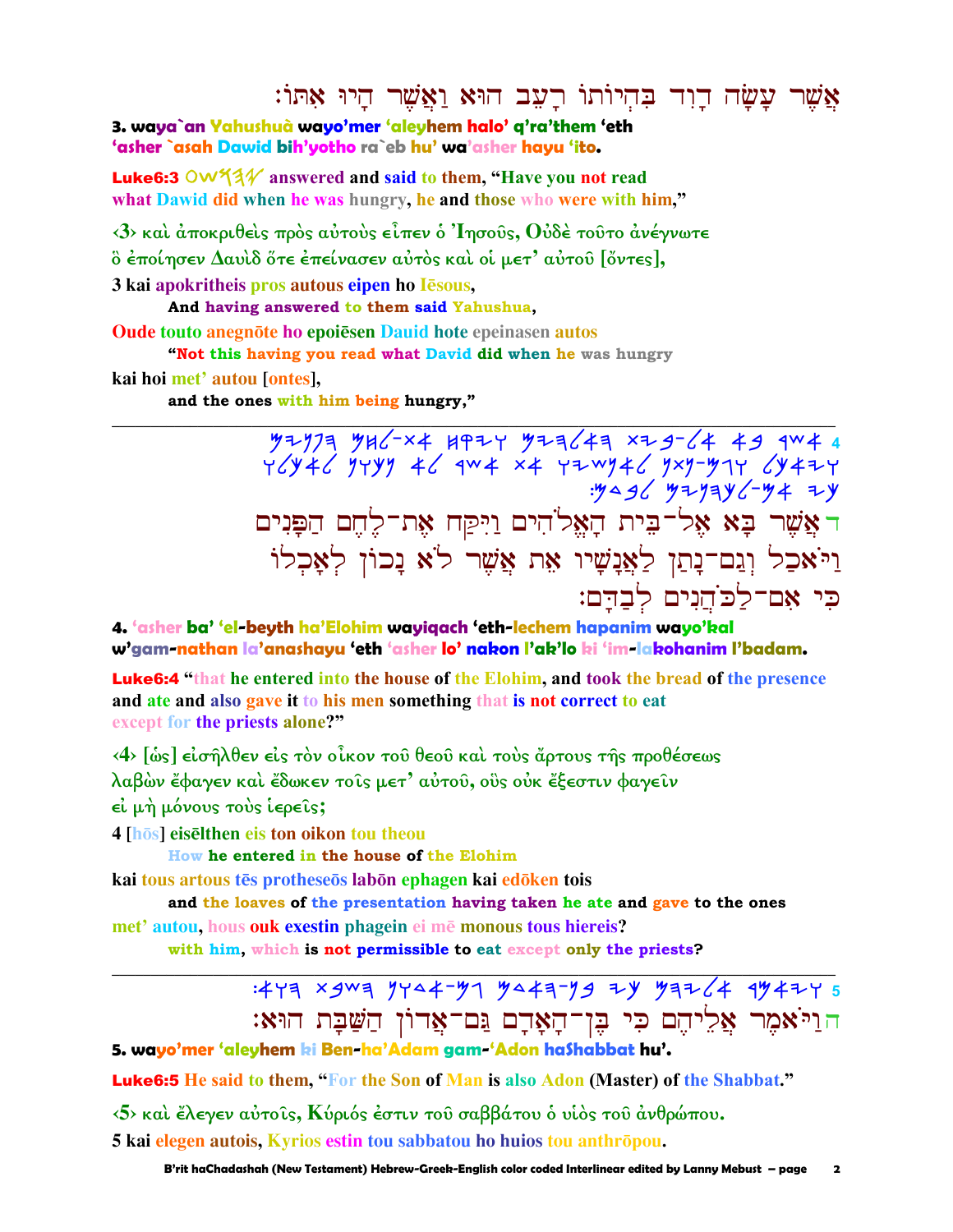אֲשֶׁר עָשָׂה דָוִד בִּהְיוֹתוֹ רָעֵב הוּא וַאֲשֶׁר הָיוּ אִתּוֹ׃

**3. waya`an Yahushuà wayo'mer 'aleyhem halo' q'ra'them 'eth 'asher `asah Dawid bih'yotho ra`eb hu' wa'asher hayu 'ito.**

**Luke6:3** 𐤏𐤅𐤔𐤄𐤉 answered and said to them, "Have you not read what Dawid did when he was hungry, he and those who were with him,"

‹3› καὶ ἀποκριθεὶς πρὸς αὐτοὺς εἶπεν ὁ Ἰησοῦς, Οὐδὲ τοῦτο ἀνέγνωτε ὃ ἐποίησεν Δαυὶδ ὅτε ἐπείνασεν αὐτὸς καὶ οἱ μετ' αὐτοῦ [ὄντες],

3 kai apokritheis pros autous eipen ho Iēsous,
 **And having answered to them said Yahushua,**

Oude touto anegnōte ho epoiēsen Dauid hote epeinasen autos
 **"Not this having you read what David did when he was hungry**

kai hoi met' autou [ontes],
 **and the ones with him being hungry,"**

---

𐤌𐤉𐤍𐤐𐤄 𐤌𐤇𐤋-𐤕𐤀 𐤇𐤒𐤉𐤅 𐤌𐤉𐤄𐤋𐤀𐤄 𐤕𐤉𐤁-𐤋𐤀 𐤀𐤁 𐤓𐤔𐤀 4
𐤅𐤋𐤊𐤀𐤋 𐤍𐤅𐤊𐤍 𐤀𐤋 𐤓𐤔𐤀 𐤕𐤀 𐤅𐤉𐤔𐤍𐤀𐤋 𐤍𐤕𐤍-𐤌𐤂𐤅 𐤋𐤊𐤀𐤉𐤅
:𐤌𐤃𐤁𐤋 𐤌𐤉𐤍𐤄𐤊𐤋-𐤌𐤀 𐤉𐤊

ד אֲשֶׁר בָּא אֶל־בֵּית הָאֱלֹהִים וַיִּקַּח אֶת־לֶחֶם הַפָּנִים וַיֹּאכַל וְגַם־נָתַן לַאֲנָשָׁיו אֵת אֲשֶׁר לֹא נָכוֹן לְאָכְלוֹ כִּי אִם־לַכֹּהֲנִים לְבַדָּם׃

**4. 'asher ba' 'el-beyth ha'Elohim wayiqach 'eth-lechem hapanim wayo'kal w'gam-nathan la'anashayu 'eth 'asher lo' nakon l'ak'lo ki 'im-lakohanim l'badam.**

**Luke6:4** "that he entered into the house of the Elohim, and took the bread of the presence and ate and also gave it to his men something that is not correct to eat except for the priests alone?"

‹4› [ὡς] εἰσῆλθεν εἰς τὸν οἶκον τοῦ θεοῦ καὶ τοὺς ἄρτους τῆς προθέσεως λαβὼν ἔφαγεν καὶ ἔδωκεν τοῖς μετ' αὐτοῦ, οὓς οὐκ ἔξεστιν φαγεῖν εἰ μὴ μόνους τοὺς ἱερεῖς;

4 [hōs] eisēlthen eis ton oikon tou theou
 **How he entered in the house of the Elohim**

kai tous artous tēs protheseōs labōn ephagen kai edōken tois
 **and the loaves of the presentation having taken he ate and gave to the ones**

met' autou, hous ouk exestin phagein ei mē monous tous hiereis?
 **with him, which is not permissible to eat except only the priests?**

---

:𐤀𐤅𐤄 𐤕𐤁𐤔𐤄 𐤍𐤅𐤃𐤀-𐤌𐤂 𐤌𐤃𐤀𐤄-𐤍𐤁 𐤉𐤊 𐤌𐤄𐤉𐤋𐤀 𐤓𐤌𐤀𐤉𐤅 5

ה וַיֹּאמֶר אֲלֵיהֶם כִּי בֶן־הָאָדָם גַּם־אֲדוֹן הַשַּׁבָּת הוּא׃

**5. wayo'mer 'aleyhem ki Ben-ha'Adam gam-'Adon haShabbat hu'.**

**Luke6:5** He said to them, "For the Son of Man is also Adon (Master) of the Shabbat."

‹5› καὶ ἔλεγεν αὐτοῖς, Κύριός ἐστιν τοῦ σαββάτου ὁ υἱὸς τοῦ ἀνθρώπου.

5 kai elegen autois, Kyrios estin tou sabbatou ho huios tou anthrōpou.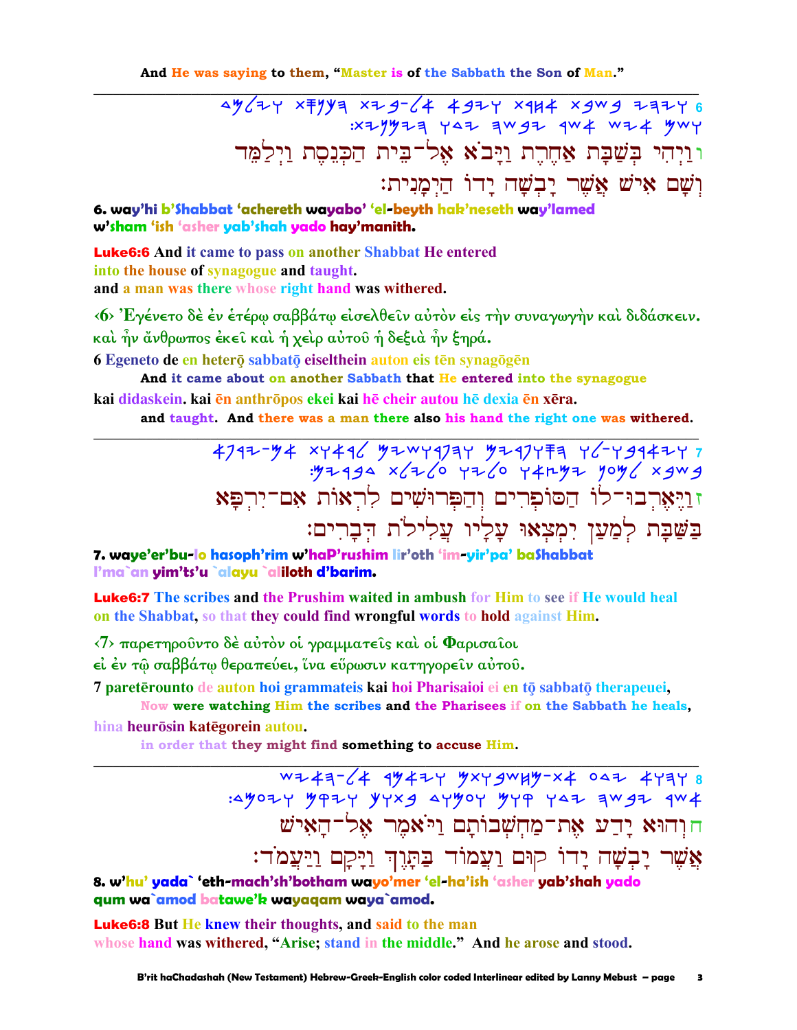And He was saying to them, "Master is of the Sabbath the Son of Man."

---

6 וַיְהִי בְּשַׁבָּת אַחֶרֶת וַיָּבֹא אֶל־בֵּית הַכְּנֶסֶת וַיְלַמֵּד וְשָׁם אִישׁ אֲשֶׁר יָבְשָׁה יָדוֹ הַיְמָנִית׃

**6. way'hi b'Shabbat 'achereth wayabo' 'el-beyth hak'neseth way'lamed w'sham 'ish 'asher yab'shah yado hay'manith.**

**Luke6:6** And it came to pass on another Shabbat He entered into the house of synagogue and taught. and a man was there whose right hand was withered.

‹6› Ἐγένετο δὲ ἐν ἑτέρῳ σαββάτῳ εἰσελθεῖν αὐτὸν εἰς τὴν συναγωγὴν καὶ διδάσκειν. καὶ ἦν ἄνθρωπος ἐκεῖ καὶ ἡ χεὶρ αὐτοῦ ἡ δεξιὰ ἦν ξηρά.

6 Egeneto de en heterō sabbatō eiselthein auton eis tēn synagōgēn

And it came about on another Sabbath that He entered into the synagogue

kai didaskein. kai ēn anthrōpos ekei kai hē cheir autou hē dexia ēn xēra.

and taught. And there was a man there also his hand the right one was withered.

---

7 וַיֶּאֶרְבוּ־לוֹ הַסּוֹפְרִים וְהַפְּרוּשִׁים לִרְאוֹת אִם־יִרְפָּא בַּשַּׁבָּת לְמַעַן יִמְצְאוּ עָלָיו עֲלִילֹת דְּבָרִים׃

**7. waye'er'bu-lo hasoph'rim w'haP'rushim lir'oth 'im-yir'pa' baShabbat l'ma`an yim'ts'u `alayu `aliloth d'barim.**

**Luke6:7** The scribes and the Prushim waited in ambush for Him to see if He would heal on the Shabbat, so that they could find wrongful words to hold against Him.

‹7› παρετηροῦντο δὲ αὐτὸν οἱ γραμματεῖς καὶ οἱ Φαρισαῖοι εἰ ἐν τῷ σαββάτῳ θεραπεύει, ἵνα εὕρωσιν κατηγορεῖν αὐτοῦ.

7 paretērounto de auton hoi grammateis kai hoi Pharisaioi ei en tō sabbatō therapeuei,

Now were watching Him the scribes and the Pharisees if on the Sabbath he heals,

hina heurōsin katēgorein autou.

in order that they might find something to accuse Him.

---

8 וְהוּא יָדַע אֶת־מַחְשְׁבוֹתָם וַיֹּאמֶר אֶל־הָאִישׁ אֲשֶׁר יָבְשָׁה יָדוֹ קוּם וַעֲמוֹד בַּתָּוֶךְ וַיָּקָם וַיַּעֲמֹד׃

**8. w'hu' yada` 'eth-mach'sh'botham wayo'mer 'el-ha'ish 'asher yab'shah yado qum wa`amod batawe'k wayaqam waya`amod.**

**Luke6:8** But He knew their thoughts, and said to the man whose hand was withered, "Arise; stand in the middle." And he arose and stood.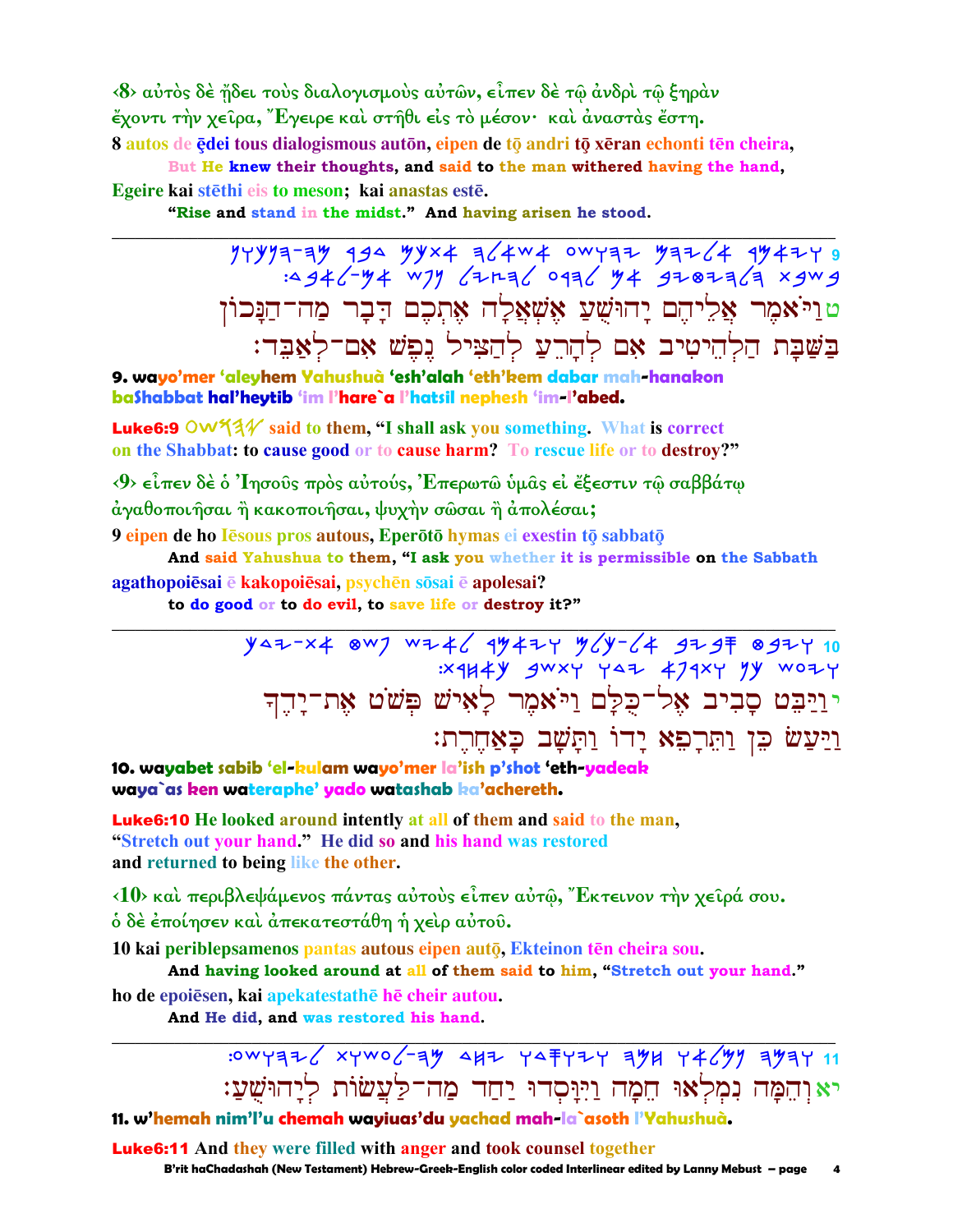‹8› αὐτὸς δὲ ᾔδει τοὺς διαλογισμοὺς αὐτῶν, εἶπεν δὲ τῷ ἀνδρὶ τῷ ξηρὰν ἔχοντι τὴν χεῖρα, Ἔγειρε καὶ στῆθι εἰς τὸ μέσον· καὶ ἀναστὰς ἔστη.

8 autos de ēdei tous dialogismous autōn, eipen de tō andri tō xēran echonti tēn cheira,

But He knew their thoughts, and said to the man withered having the hand,

Egeire kai stēthi eis to meson; kai anastas estē.

"Rise and stand in the midst." And having arisen he stood.

---

ט וַיֹּאמֶר אֲלֵיהֶם יָהוּשֻׁעַ אֶשְׁאֲלָה אֶתְכֶם דָּבָר מַה־הַנָּכוֹן בַּשַּׁבָּת הַלְהֵיטִיב אִם לְהָרֵעַ לְהַצִּיל נֶפֶשׁ אִם־לְאַבֵּד׃

9. wayo'mer 'aleyhem Yahushuà 'esh'alah 'eth'kem dabar mah-hanakon baShabbat hal'heytib 'im l'hare`a l'hatsil nephesh 'im-l'abed.

**Luke6:9** OWY said to them, "I shall ask you something. What is correct on the Shabbat: to cause good or to cause harm? To rescue life or to destroy?"

‹9› εἶπεν δὲ ὁ Ἰησοῦς πρὸς αὐτούς, Ἐπερωτῶ ὑμᾶς εἰ ἔξεστιν τῷ σαββάτῳ ἀγαθοποιῆσαι ἢ κακοποιῆσαι, ψυχὴν σῶσαι ἢ ἀπολέσαι;

9 eipen de ho Iēsous pros autous, Eperōtō hymas ei exestin tō sabbatō

And said Yahushua to them, "I ask you whether it is permissible on the Sabbath

agathopoiēsai ē kakopoiēsai, psychēn sōsai ē apolesai?

to do good or to do evil, to save life or destroy it?"

---

י וַיַּבֵּט סָבִיב אֶל־כֻּלָּם וַיֹּאמֶר לָאִישׁ פְּשֹׁט אֶת־יָדֶךָ וַיַּעַשׂ כֵּן וַתֵּרָפֵא יָדוֹ וַתָּשָׁב כָּאַחֶרֶת׃

10. wayabet sabib 'el-kulam wayo'mer la'ish p'shot 'eth-yadeak waya`as ken wateraphe' yado watashab ka'achereth.

**Luke6:10** He looked around intently at all of them and said to the man, "Stretch out your hand." He did so and his hand was restored and returned to being like the other.

‹10› καὶ περιβλεψάμενος πάντας αὐτοὺς εἶπεν αὐτῷ, Ἔκτεινον τὴν χεῖρά σου. ὁ δὲ ἐποίησεν καὶ ἀπεκατεστάθη ἡ χεὶρ αὐτοῦ.

10 kai periblepsamenos pantas autous eipen autō, Ekteinon tēn cheira sou.

And having looked around at all of them said to him, "Stretch out your hand."

ho de epoiēsen, kai apekatestathē hē cheir autou.

And He did, and was restored his hand.

---

יא וְהֵמָּה נִמְלְאוּ חֵמָה וַיִּוָּסְדוּ יַחַד מַה־לַּעֲשׂוֹת לְיָהוּשֻׁעַ׃

11. w'hemah nim'l'u chemah wayiuas'du yachad mah-la`asoth l'Yahushuà.

**Luke6:11** And they were filled with anger and took counsel together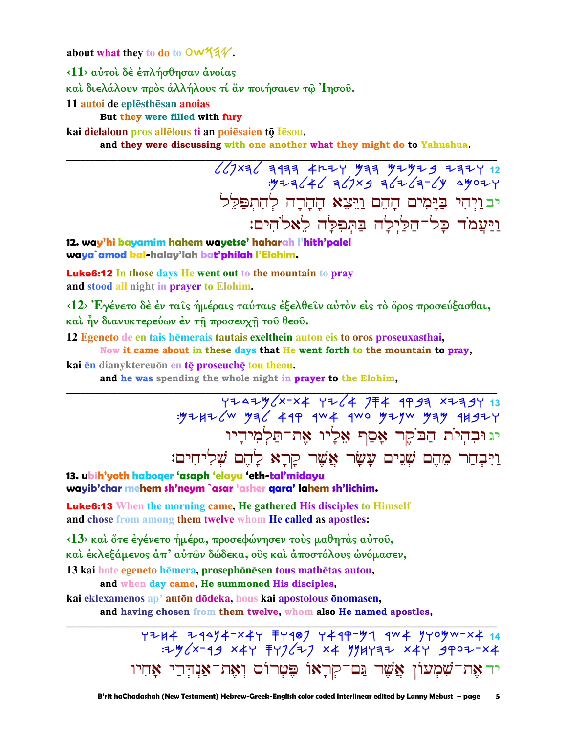about what they to do to OWSHY.

‹11› αὐτοὶ δὲ ἐπλήσθησαν ἀνοίας
καὶ διελάλουν πρὸς ἀλλήλους τί ἂν ποιήσαιεν τῷ Ἰησοῦ.

11 autoi de eplēsthēsan anoias
 But they were filled with fury
kai dielaloun pros allēlous ti an poiēsaien tō Iēsou.
 and they were discussing with one another what they might do to Yahushua.

---

יב וַיְהִי בַּיָּמִים הָהֵם וַיֵּצֵא הָהָרָה לְהִתְפַּלֵּל
וַיַּעֲמֹד כָּל־הַלַּיְלָה בַּתְּפִלָּה לֵאלֹהִים׃

**12. way'hi bayamim hahem wayetse' haharah l'hith'palel**
**waya`amod kal-halay'lah bat'philah l'Elohim.**

**Luke6:12** In those days He went out to the mountain to pray
and stood all night in prayer to Elohim.

‹12› Ἐγένετο δὲ ἐν ταῖς ἡμέραις ταύταις ἐξελθεῖν αὐτὸν εἰς τὸ ὄρος προσεύξασθαι,
καὶ ἦν διανυκτερεύων ἐν τῇ προσευχῇ τοῦ θεοῦ.

12 Egeneto de en tais hēmerais tautais exelthein auton eis to oros proseuxasthai,
 Now it came about in these days that He went forth to the mountain to pray,
kai ēn dianyktereuōn en tē proseuchē tou theou.
 and he was spending the whole night in prayer to the Elohim,

---

יג וּבִהְיוֹת הַבֹּקֶר אָסַף אֵלָיו אֶת־תַּלְמִידָיו
וַיִּבְחַר מֵהֶם שְׁנֵים עָשָׂר אֲשֶׁר קָרָא לָהֶם שְׁלִיחִים׃

**13. ubih'yoth haboqer 'asaph 'elayu 'eth-tal'midayu**
**wayib'char mehem sh'neym `asar 'asher qara' lahem sh'lichim.**

**Luke6:13** When the morning came, He gathered His disciples to Himself
and chose from among them twelve whom He called as apostles:

‹13› καὶ ὅτε ἐγένετο ἡμέρα, προσεφώνησεν τοὺς μαθητὰς αὐτοῦ,
καὶ ἐκλεξάμενος ἀπ' αὐτῶν δώδεκα, οὓς καὶ ἀποστόλους ὠνόμασεν,

13 kai hote egeneto hēmera, prosephōnēsen tous mathētas autou,
 and when day came, He summoned His disciples,
kai eklexamenos ap' autōn dōdeka, hous kai apostolous ōnomasen,
 and having chosen from them twelve, whom also He named apostles,

---

יד אֶת־שִׁמְעוֹן אֲשֶׁר גַּם־קְרָאוֹ פֶּטְרוֹס וְאֶת־אַנְדְּרַי אָחִיו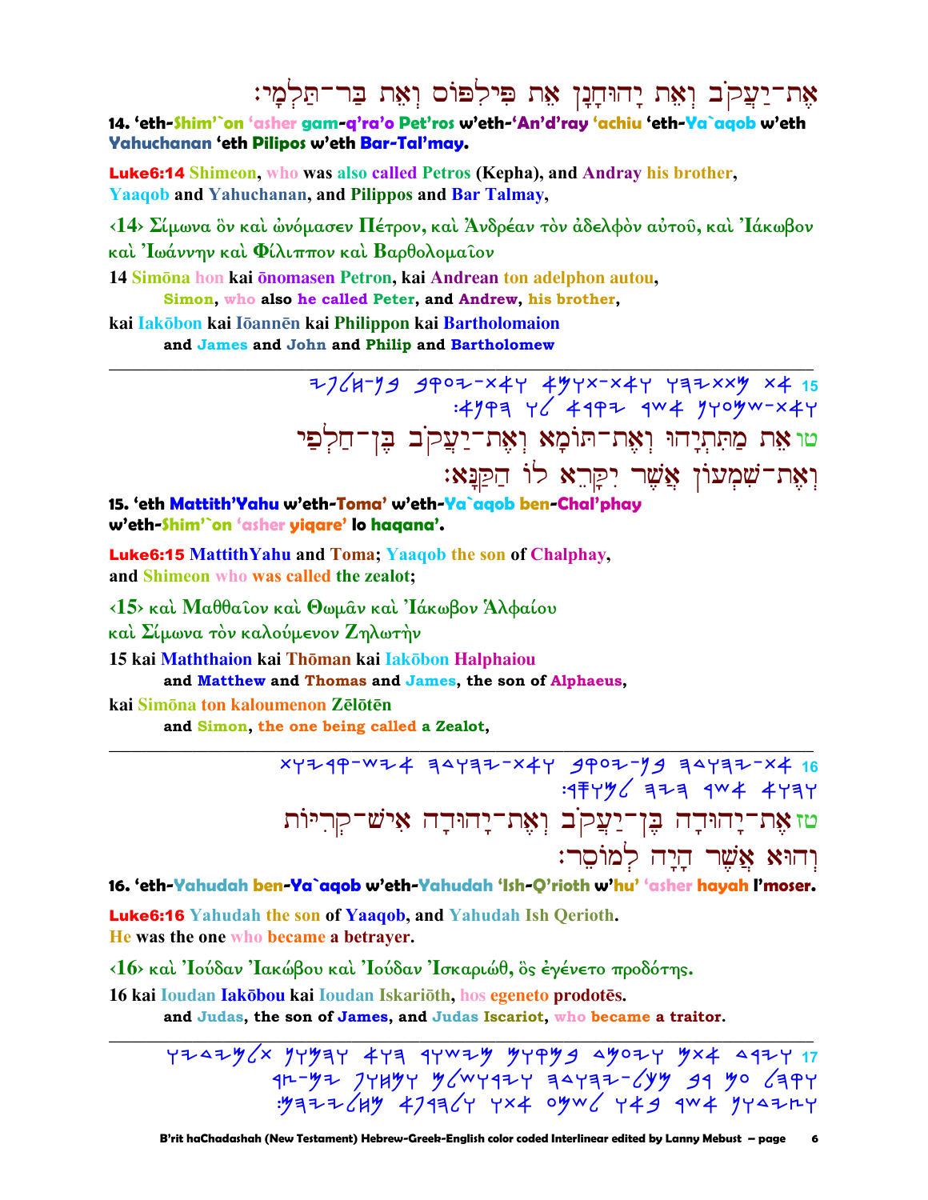אֶת־יַעֲקֹב וְאֵת יָהוּחָנָן אֵת פִּילִפּוֹס וְאֵת בַּר־תַּלְמָי׃

**14. 'eth-Shim'`on 'asher gam-q'ra'o Pet'ros w'eth-'An'd'ray 'achiu 'eth-Ya`aqob w'eth Yahuchanan 'eth Pilipos w'eth Bar-Tal'may.**

**Luke6:14** Shimeon, who was also called Petros (Kepha), and Andray his brother, Yaaqob and Yahuchanan, and Pilippos and Bar Talmay,

**‹14› Σίμωνα ὃν καὶ ὠνόμασεν Πέτρον, καὶ Ἀνδρέαν τὸν ἀδελφὸν αὐτοῦ, καὶ Ἰάκωβον καὶ Ἰωάννην καὶ Φίλιππον καὶ Βαρθολομαῖον**

**14** Simōna hon kai ōnomasen Petron, kai Andrean ton adelphon autou,
**Simon, who also he called Peter, and Andrew, his brother,**

kai Iakōbon kai Iōannēn kai Philippon kai Bartholomaion
**and James and John and Philip and Bartholomew**

---

טו אֵת מַתִּתְיָהוּ וְאֶת־תּוֹמָא וְאֶת־יַעֲקֹב בֶּן־חַלְפַי
וְאֶת־שִׁמְעוֹן אֲשֶׁר יִקָּרֵא לוֹ הַקַּנָּא׃

**15. 'eth Mattith'Yahu w'eth-Toma' w'eth-Ya`aqob ben-Chal'phay w'eth-Shim'`on 'asher yiqare' lo haqana'.**

**Luke6:15** MattithYahu and Toma; Yaaqob the son of Chalphay, and Shimeon who was called the zealot;

**‹15› καὶ Μαθθαῖον καὶ Θωμᾶν καὶ Ἰάκωβον Ἁλφαίου καὶ Σίμωνα τὸν καλούμενον Ζηλωτὴν**

**15** kai Maththaion kai Thōman kai Iakōbon Halphaiou
**and Matthew and Thomas and James, the son of Alphaeus,**

kai Simōna ton kaloumenon Zēlōtēn
**and Simon, the one being called a Zealot,**

---

טז אֶת־יָהוּדָה בֶּן־יַעֲקֹב וְאֶת־יָהוּדָה אִישׁ־קְרִיּוֹת
וְהוּא אֲשֶׁר הָיָה לְמוֹסֵר׃

**16. 'eth-Yahudah ben-Ya`aqob w'eth-Yahudah 'Ish-Q'rioth w'hu' 'asher hayah l'moser.**

**Luke6:16** Yahudah the son of Yaaqob, and Yahudah Ish Qerioth. He was the one who became a betrayer.

**‹16› καὶ Ἰούδαν Ἰακώβου καὶ Ἰούδαν Ἰσκαριώθ, ὃς ἐγένετο προδότης.**

**16** kai Ioudan Iakōbou kai Ioudan Iskariōth, hos egeneto prodotēs.
**and Judas, the son of James, and Judas Iscariot, who became a traitor.**

---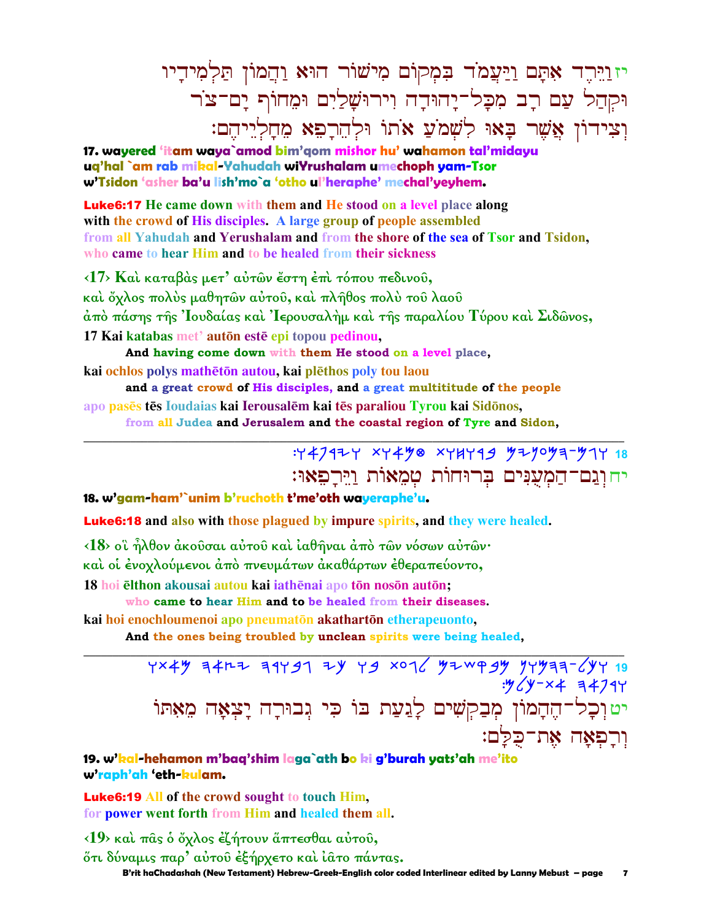יז וַיֵּרֶד אִתָּם וַיַּעֲמֹד בִּמְקוֹם מִישׁוֹר הוּא וַהֲמוֹן תַּלְמִידָיו וּקְהַל עַם רָב מִכָּל־יָהוּדָה וִירוּשָׁלַיִם וּמֵחוֹף יָם־צֹר וְצִידוֹן אֲשֶׁר בָּאוּ לִשְׁמֹעַ אֹתוֹ וּלְהֵרָפֵא מֵחַלְיֵיהֶם׃

**17. wayered 'itam waya`amod bim'qom mishor hu' wahamon tal'midayu uq'hal `am rab mikal-Yahudah wiYrushalam umechoph yam-Tsor w'Tsidon 'asher ba'u lish'mo`a 'otho ul'heraphe' mechal'yeyhem.**

**Luke6:17** He came down with them and He stood on a level place along with the crowd of His disciples. A large group of people assembled from all Yahudah and Yerushalam and from the shore of the sea of Tsor and Tsidon, who came to hear Him and to be healed from their sickness

‹17› Καὶ καταβὰς μετ' αὐτῶν ἔστη ἐπὶ τόπου πεδινοῦ,
καὶ ὄχλος πολὺς μαθητῶν αὐτοῦ, καὶ πλῆθος πολὺ τοῦ λαοῦ
ἀπὸ πάσης τῆς Ἰουδαίας καὶ Ἰερουσαλὴμ καὶ τῆς παραλίου Τύρου καὶ Σιδῶνος,

17 Kai katabas met' autōn estē epi topou pedinou,
**And having come down with them He stood on a level place,**
kai ochlos polys mathētōn autou, kai plēthos poly tou laou
**and a great crowd of His disciples, and a great multititude of the people**
apo pasēs tēs Ioudaias kai Ierousalēm kai tēs paraliou Tyrou kai Sidōnos,
**from all Judea and Jerusalem and the coastal region of Tyre and Sidon,**

---

18 :ויגם־המענים ברוחות טמאות ויירפאו

יח וְגַם־הַמְעֻנִּים בְּרוּחוֹת טְמֵאוֹת וַיֵּרָפֵאוּ׃

**18. w'gam-ham'`unim b'ruchoth t'me'oth wayeraphe'u.**

**Luke6:18** and also with those plagued by impure spirits, and they were healed.

‹18› οἳ ἦλθον ἀκοῦσαι αὐτοῦ καὶ ἰαθῆναι ἀπὸ τῶν νόσων αὐτῶν·
καὶ οἱ ἐνοχλούμενοι ἀπὸ πνευμάτων ἀκαθάρτων ἐθεραπεύοντο,

18 hoi ēlthon akousai autou kai iathēnai apo tōn nosōn autōn;
**who came to hear Him and to be healed from their diseases.**
kai hoi enochloumenoi apo pneumatōn akathartōn etherapeuonto,
**And the ones being troubled by unclean spirits were being healed,**

---

19 וכל־ההמון מבקשים לגעת בו כי גבורה יצאה מאתו ורפאה את־כלם:

יט וְכָל־הֶהָמוֹן מְבַקְשִׁים לָגַעַת בּוֹ כִּי גְבוּרָה יָצְאָה מֵאִתּוֹ וְרָפְאָה אֶת־כֻּלָּם׃

**19. w'kal-hehamon m'baq'shim laga`ath bo ki g'burah yats'ah me'ito w'raph'ah 'eth-kulam.**

**Luke6:19** All of the crowd sought to touch Him, for power went forth from Him and healed them all.

‹19› καὶ πᾶς ὁ ὄχλος ἐζήτουν ἅπτεσθαι αὐτοῦ,
ὅτι δύναμις παρ' αὐτοῦ ἐξήρχετο καὶ ἰᾶτο πάντας.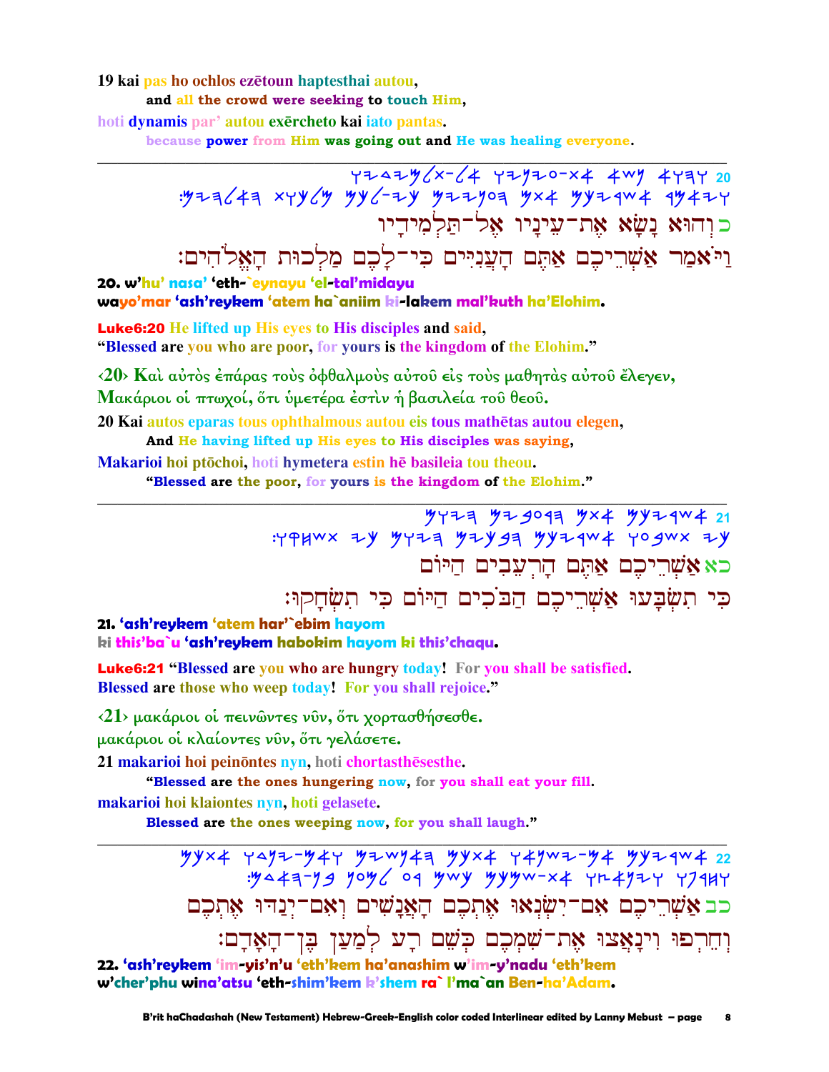**19** kai pas ho ochlos ezētoun haptesthai autou,

**and all the crowd were seeking to touch Him,**

hoti dynamis par' autou exērcheto kai iato pantas.

**because power from Him was going out and He was healing everyone.**

---

20 והוא נשא את-עיניו אל-תלמידיו
ויאמר אשריכם אתם העניים כי-לכם מלכות האלהים:

כ וְהוּא נָשָׂא אֶת־עֵינָיו אֶל־תַּלְמִידָיו
וַיֹּאמַר אַשְׁרֵיכֶם אַתֶּם הָעֲנִיִּים כִּי־לָכֶם מַלְכוּת הָאֱלֹהִים׃

**20. w'hu' nasa' 'eth-`eynayu 'el-tal'midayu**
**wayo'mar 'ash'reykem 'atem ha`aniim ki-lakem mal'kuth ha'Elohim.**

**Luke6:20** He lifted up His eyes to His disciples and said,
"Blessed are you who are poor, for yours is the kingdom of the Elohim."

‹20› Καὶ αὐτὸς ἐπάρας τοὺς ὀφθαλμοὺς αὐτοῦ εἰς τοὺς μαθητὰς αὐτοῦ ἔλεγεν,
Μακάριοι οἱ πτωχοί, ὅτι ὑμετέρα ἐστὶν ἡ βασιλεία τοῦ θεοῦ.

20 Kai autos eparas tous ophthalmous autou eis tous mathētas autou elegen,

**And He having lifted up His eyes to His disciples was saying,**

Makarioi hoi ptōchoi, hoti hymetera estin hē basileia tou theou.

**"Blessed are the poor, for yours is the kingdom of the Elohim."**

---

21 אשריכם אתם הרעבים היום
כי תשבעו אשריכם הבכים היום כי תשחקו:

כא אַשְׁרֵיכֶם אַתֶּם הָרְעֵבִים הַיּוֹם
כִּי תִשְׂבָּעוּ אַשְׁרֵיכֶם הַבֹּכִים הַיּוֹם כִּי תִשְׂחָקוּ׃

**21. 'ash'reykem 'atem har'`ebim hayom**
**ki this'ba`u 'ash'reykem habokim hayom ki this'chaqu.**

**Luke6:21** "Blessed are you who are hungry today! For you shall be satisfied.
Blessed are those who weep today! For you shall rejoice."

‹21› μακάριοι οἱ πεινῶντες νῦν, ὅτι χορτασθήσεσθε.
μακάριοι οἱ κλαίοντες νῦν, ὅτι γελάσετε.

21 makarioi hoi peinōntes nyn, hoti chortasthēsesthe.

**"Blessed are the ones hungering now, for you shall eat your fill.**

makarioi hoi klaiontes nyn, hoti gelasete.

**Blessed are the ones weeping now, for you shall laugh."**

---

22 אשריכם אם-ישנאו אתכם האנשים ואם-ינדו אתכם
וחרפו וינאצו את-שמכם כשם רע למען בן-האדם:

כב אַשְׁרֵיכֶם אִם־יִשְׂנְאוּ אֶתְכֶם הָאֲנָשִׁים וְאִם־יְנַדּוּ אֶתְכֶם
וְחֵרְפוּ וִינָאֲצוּ אֶת־שִׁמְכֶם כְּשֵׁם רָע לְמַעַן בֶּן־הָאָדָם׃

**22. 'ash'reykem 'im-yis'n'u 'eth'kem ha'anashim w'im-y'nadu 'eth'kem**
**w'cher'phu wina'atsu 'eth-shim'kem k'shem ra` l'ma`an Ben-ha'Adam.**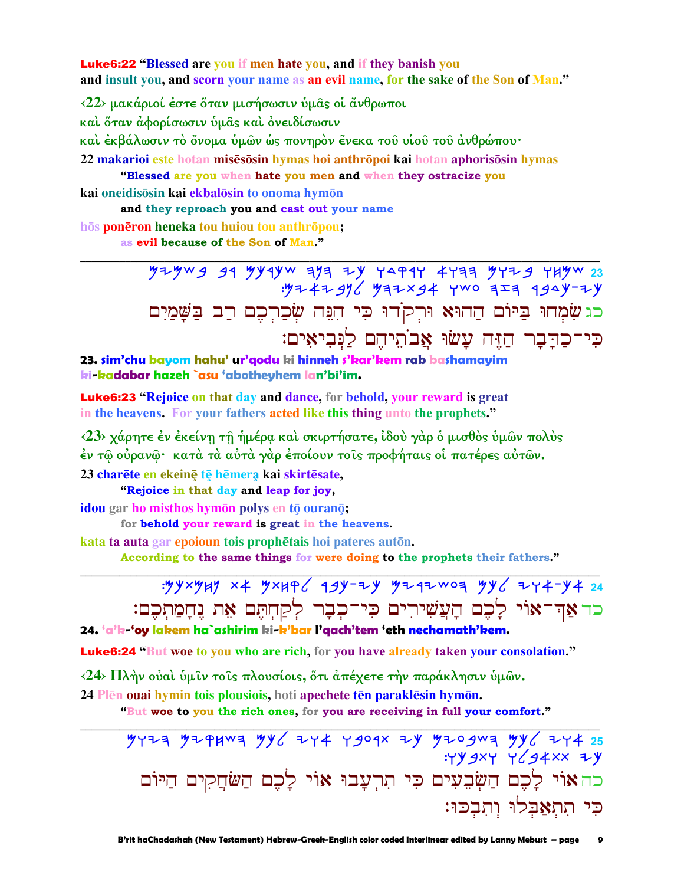**Luke6:22** "Blessed are you if men hate you, and if they banish you and insult you, and scorn your name as an evil name, for the sake of the Son of Man."

‹22› μακάριοί ἐστε ὅταν μισήσωσιν ὑμᾶς οἱ ἄνθρωποι
καὶ ὅταν ἀφορίσωσιν ὑμᾶς καὶ ὀνειδίσωσιν
καὶ ἐκβάλωσιν τὸ ὄνομα ὑμῶν ὡς πονηρὸν ἕνεκα τοῦ υἱοῦ τοῦ ἀνθρώπου·

22 makarioi este hotan misēsōsin hymas hoi anthrōpoi kai hotan aphorisōsin hymas
"Blessed are you when hate you men and when they ostracize you
kai oneidisōsin kai ekbalōsin to onoma hymōn
and they reproach you and cast out your name
hōs ponēron heneka tou huiou tou anthrōpou;
as evil because of the Son of Man."

---

23 שמחו ביום ההוא ורקדו כי הנה שכרכם רב בשמים
כי־כדבר הזה עשו אבתיהם לנביאים׃

כג שִׂמְחוּ בַּיּוֹם הַהוּא וּרְקֹדוּ כִּי הִנֵּה שְׂכַרְכֶם רַב בַּשָּׁמַיִם
כִּי־כַדָּבָר הַזֶּה עָשׂוּ אֲבֹתֵיהֶם לַנְּבִיאִים׃

**23. sim'chu bayom hahu' ur'qodu ki hinneh s'kar'kem rab bashamayim ki-kadabar hazeh `asu 'abotheyhem lan'bi'im.**

**Luke6:23** "Rejoice on that day and dance, for behold, your reward is great in the heavens. For your fathers acted like this thing unto the prophets."

‹23› χάρητε ἐν ἐκείνῃ τῇ ἡμέρᾳ καὶ σκιρτήσατε, ἰδοὺ γὰρ ὁ μισθὸς ὑμῶν πολὺς ἐν τῷ οὐρανῷ· κατὰ τὰ αὐτὰ γὰρ ἐποίουν τοῖς προφήταις οἱ πατέρες αὐτῶν.

23 charēte en ekeinē tē hēmera kai skirtēsate,
"Rejoice in that day and leap for joy,
idou gar ho misthos hymōn polys en tō ouranō;
for behold your reward is great in the heavens.
kata ta auta gar epoioun tois prophētais hoi pateres autōn.
According to the same things for were doing to the prophets their fathers."

---

24 אך־אוי לכם העשירים כי־כבר לקחתם את נחמתכם׃

כד אַךְ־אוֹי לָכֶם הָעֲשִׁירִים כִּי־כְבָר לְקַחְתֶּם אֶת נֶחָמַתְכֶם׃

**24. 'a'k-'oy lakem ha`ashirim ki-k'bar l'qach'tem 'eth nechamath'kem.**

**Luke6:24** "But woe to you who are rich, for you have already taken your consolation."

‹24› Πλὴν οὐαὶ ὑμῖν τοῖς πλουσίοις, ὅτι ἀπέχετε τὴν παράκλησιν ὑμῶν.

24 Plēn ouai hymin tois plousiois, hoti apechete tēn paraklēsin hymōn.
"But woe to you the rich ones, for you are receiving in full your comfort."

---

25 אוי לכם השבעים כי תרעבו אוי לכם השחקים היום
כי תתאבלו ותבכו׃

כה אוֹי לָכֶם הַשְּׂבֵעִים כִּי תִרְעָבוּ אוֹי לָכֶם הַשֹּׂחֲקִים הַיּוֹם
כִּי תִתְאַבְּלוּ וְתִבְכּוּ׃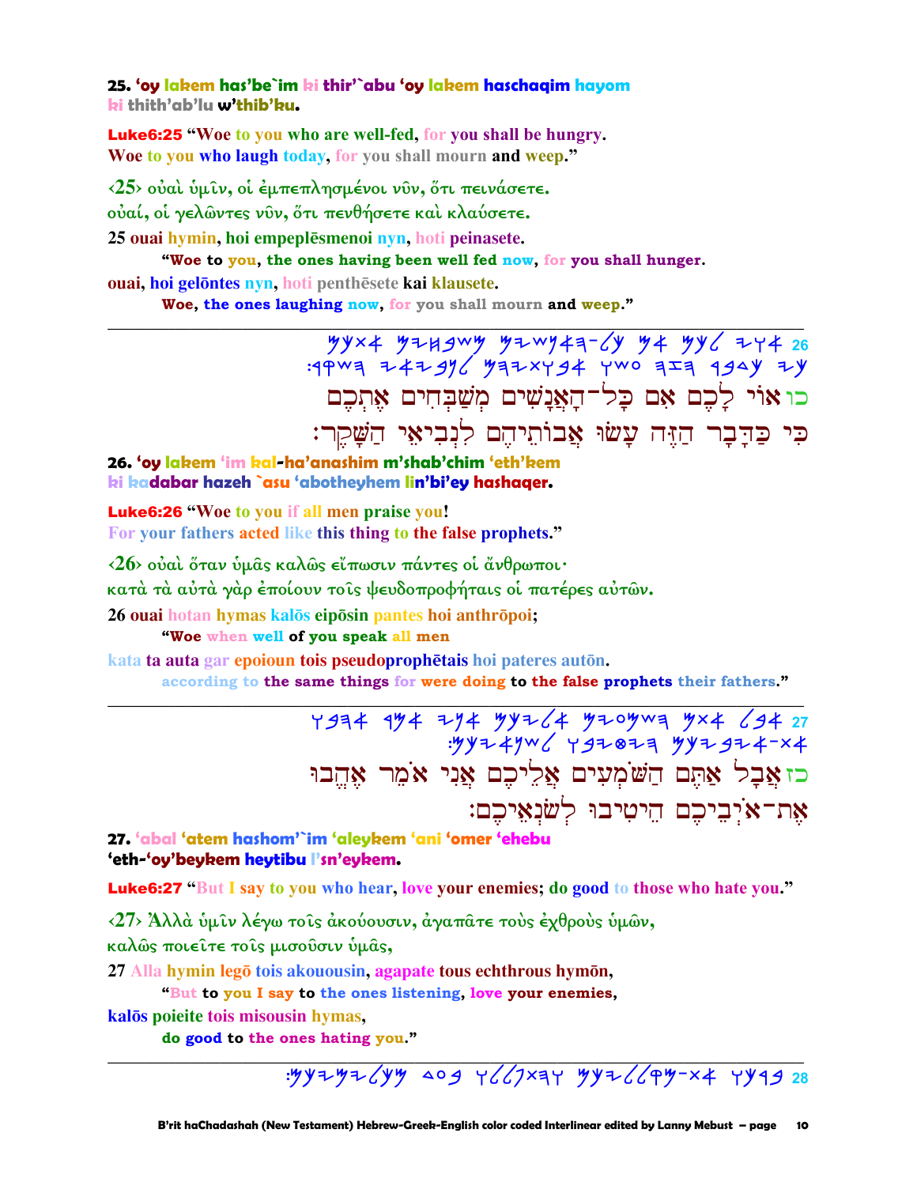**25. 'oy lakem has'be`im ki thir'`abu 'oy lakem haschaqim hayom ki thith'ab'lu w'thib'ku.**

**Luke6:25 "Woe to you who are well-fed, for you shall be hungry. Woe to you who laugh today, for you shall mourn and weep."**

‹25› οὐαὶ ὑμῖν, οἱ ἐμπεπλησμένοι νῦν, ὅτι πεινάσετε. οὐαί, οἱ γελῶντες νῦν, ὅτι πενθήσετε καὶ κλαύσετε.

**25 ouai hymin, hoi empeplēsmenoi nyn, hoti peinasete.**

**"Woe to you, the ones having been well fed now, for you shall hunger.**

**ouai, hoi gelōntes nyn, hoti penthēsete kai klausete.**

**Woe, the ones laughing now, for you shall mourn and weep."**

---

כו אוֹי לָכֶם אִם כָּל־הָאֲנָשִׁים מְשַׁבְּחִים אֶתְכֶם כִּי כַדָּבָר הַזֶּה עָשׂוּ אֲבוֹתֵיהֶם לִנְבִיאֵי הַשָּׁקֶר׃

**26. 'oy lakem 'im kal-ha'anashim m'shab'chim 'eth'kem ki kadabar hazeh `asu 'abotheyhem lin'bi'ey hashaqer.**

**Luke6:26 "Woe to you if all men praise you! For your fathers acted like this thing to the false prophets."**

‹26› οὐαὶ ὅταν ὑμᾶς καλῶς εἴπωσιν πάντες οἱ ἄνθρωποι· κατὰ τὰ αὐτὰ γὰρ ἐποίουν τοῖς ψευδοπροφήταις οἱ πατέρες αὐτῶν.

**26 ouai hotan hymas kalōs eipōsin pantes hoi anthrōpoi;**

**"Woe when well of you speak all men**

**kata ta auta gar epoioun tois pseudoprophētais hoi pateres autōn.**

**according to the same things for were doing to the false prophets their fathers."**

---

כז אֲבָל אַתֶּם הַשֹּׁמְעִים אֲלֵיכֶם אֲנִי אֹמֵר אֶהֱבוּ אֶת־אֹיְבֵיכֶם הֵיטִיבוּ לְשֹׂנְאֵיכֶם׃

**27. 'abal 'atem hashom'`im 'aleykem 'ani 'omer 'ehebu 'eth-'oy'beykem heytibu l'sn'eykem.**

**Luke6:27 "But I say to you who hear, love your enemies; do good to those who hate you."**

‹27› Ἀλλὰ ὑμῖν λέγω τοῖς ἀκούουσιν, ἀγαπᾶτε τοὺς ἐχθροὺς ὑμῶν, καλῶς ποιεῖτε τοῖς μισοῦσιν ὑμᾶς,

**27 Alla hymin legō tois akouousin, agapate tous echthrous hymōn,**

**"But to you I say to the ones listening, love your enemies,**

**kalōs poieite tois misousin hymas,**

**do good to the ones hating you."**

---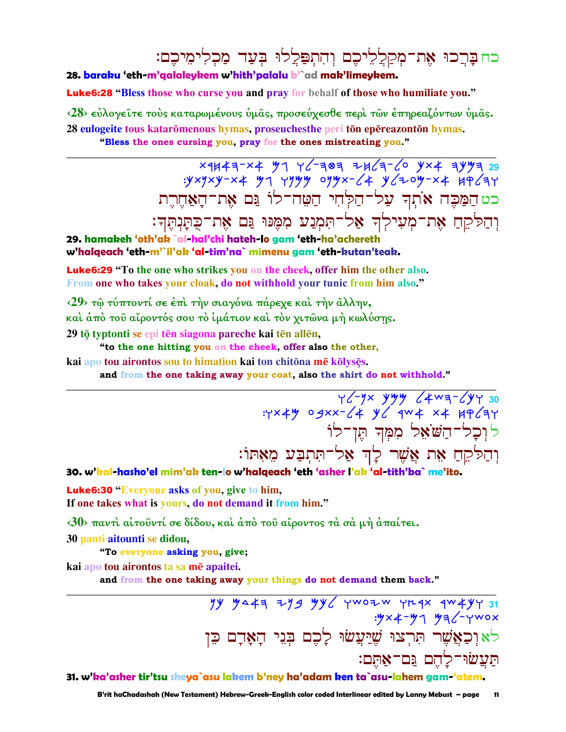כח בָּרְכוּ אֶת־מְקַלְלֵיכֶם וְהִתְפַּלְלוּ בְּעַד מַכְלִימֵיכֶם׃

**28. baraku 'eth-m'qalaleykem w'hith'palalu b'`ad mak'limeykem.**

**Luke6:28 "Bless those who curse you and pray for behalf of those who humiliate you."**

‹28› εὐλογεῖτε τοὺς καταρωμένους ὑμᾶς, προσεύχεσθε περὶ τῶν ἐπηρεαζόντων ὑμᾶς.

**28 eulogeite tous katarōmenous hymas, proseuchesthe peri tōn epēreazontōn hymas.**

**"Bless the ones cursing you, pray for the ones mistreating you."**

---

29 ×ꟷꟷ

כט הַמַּכֶּה אֹתְךָ עַל־הַלְּחִי הַטֵּה־לוֹ גַּם אֶת־הָאַחֶרֶת
וְהַלֹּקֵחַ אֶת־מְעִילְךָ אַל־תִּמְנַע מִמֶּנּוּ גַּם אֶת־כֻּתָּנְתֶּךָ׃

**29. hamakeh 'oth'ak `al-hal'chi hateh-lo gam 'eth-ha'achereth w'halqeach 'eth-m'`il'ak 'al-tim'na` mimenu gam 'eth-kutan'teak.**

**Luke6:29 "To the one who strikes you on the cheek, offer him the other also. From one who takes your cloak, do not withhold your tunic from him also."**

‹29› τῷ τύπτοντί σε ἐπὶ τὴν σιαγόνα πάρεχε καὶ τὴν ἄλλην,
καὶ ἀπὸ τοῦ αἴροντός σου τὸ ἱμάτιον καὶ τὸν χιτῶνα μὴ κωλύσῃς.

**29 tō typtonti se epi tēn siagona pareche kai tēn allēn,**

**"to the one hitting you on the cheek, offer also the other,**

**kai apo tou airontos sou to himation kai ton chitōna mē kōlysēs.**

**and from the one taking away your coat, also the shirt do not withhold."**

---

ל וְכָל־הַשֹּׁאֵל מִמְּךָ תֶּן־לוֹ
וְהַלֹּקֵחַ אֵת אֲשֶׁר לָךְ אַל־תִּתְבַּע מֵאִתּוֹ׃

**30. w'kal-hasho'el mim'ak ten-lo w'halqeach 'eth 'asher l'ak 'al-tith'ba` me'ito.**

**Luke6:30 "Everyone asks of you, give to him,**
**If one takes what is yours, do not demand it from him."**

‹30› παντὶ αἰτοῦντί σε δίδου, καὶ ἀπὸ τοῦ αἴροντος τὰ σὰ μὴ ἀπαίτει.

**30 panti aitounti se didou,**

**"To everyone asking you, give;**

**kai apo tou airontos ta sa mē apaitei.**

**and from the one taking away your things do not demand them back."**

---

לא וְכַאֲשֶׁר תִּרְצוּ שֶׁיַּעֲשׂוּ לָכֶם בְּנֵי הָאָדָם כֵּן
תַּעֲשׂוּ־לָהֶם גַּם־אַתֶּם׃

**31. w'ka'asher tir'tsu sheya`asu lakem b'ney ha'adam ken ta`asu-lahem gam-'atem.**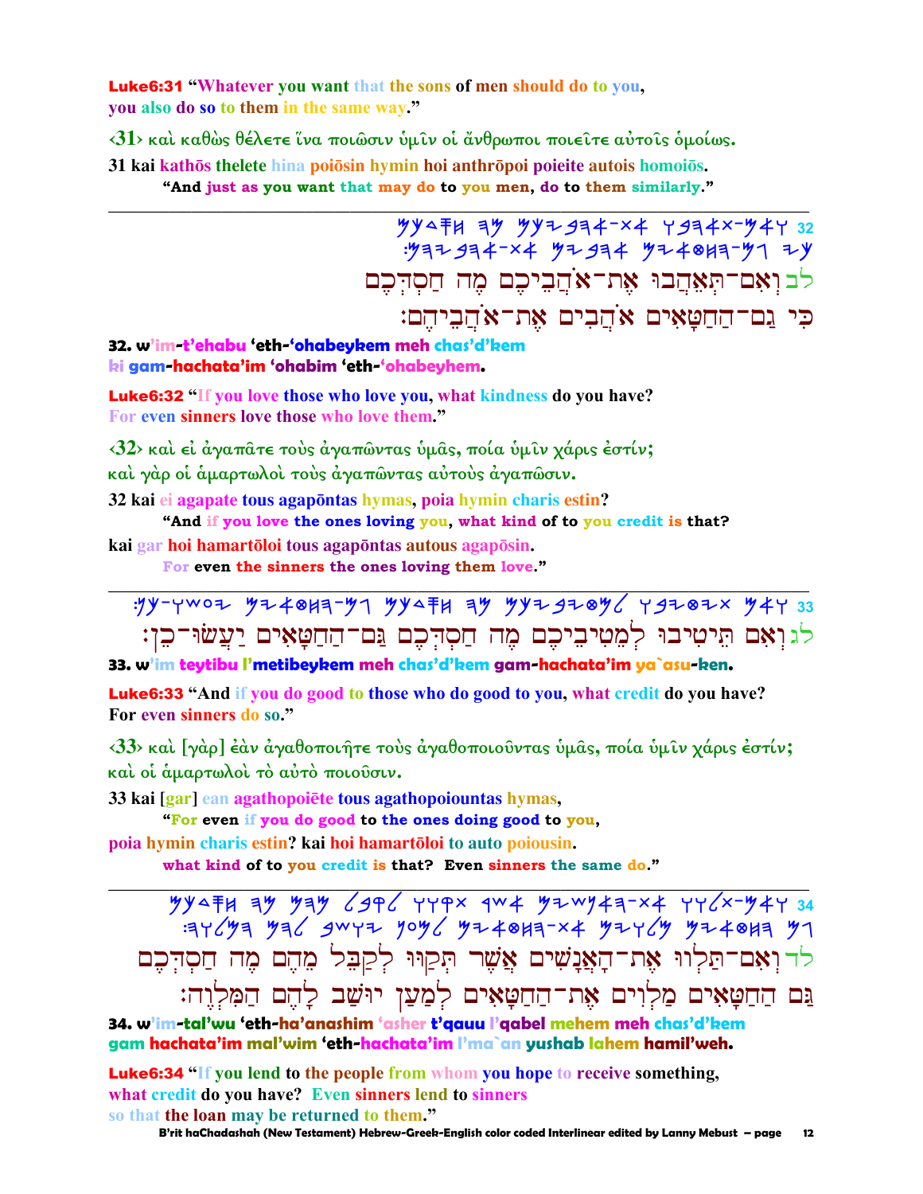**Luke6:31** "Whatever you want that the sons of men should do to you, you also do so to them in the same way."

‹31› καὶ καθὼς θέλετε ἵνα ποιῶσιν ὑμῖν οἱ ἄνθρωποι ποιεῖτε αὐτοῖς ὁμοίως.

31 kai kathōs thelete hina poiōsin hymin hoi anthrōpoi poieite autois homoiōs.

"And just as you want that may do to you men, do to them similarly."

---

32 לב וְאִם־תְּאֶהֱבוּ אֶת־אֹהֲבֵיכֶם מֶה חַסְדְּכֶם
כִּי גַם־הַחַטָּאִים אֹהֲבִים אֶת־אֹהֲבֵיהֶם׃

**32. w'im-t'ehabu 'eth-'ohabeykem meh chas'd'kem ki gam-hachata'im 'ohabim 'eth-'ohabeyhem.**

**Luke6:32** "If you love those who love you, what kindness do you have? For even sinners love those who love them."

‹32› καὶ εἰ ἀγαπᾶτε τοὺς ἀγαπῶντας ὑμᾶς, ποία ὑμῖν χάρις ἐστίν; καὶ γὰρ οἱ ἁμαρτωλοὶ τοὺς ἀγαπῶντας αὐτοὺς ἀγαπῶσιν.

32 kai ei agapate tous agapōntas hymas, poia hymin charis estin?

"And if you love the ones loving you, what kind of to you credit is that?

kai gar hoi hamartōloi tous agapōntas autous agapōsin.

For even the sinners the ones loving them love."

---

33 לג וְאִם תֵּיטִיבוּ לִמְטִיבֵיכֶם מֶה חַסְדְּכֶם גַּם־הַחַטָּאִים יַעֲשׂוּ־כֵן׃

**33. w'im teytibu l'metibeykem meh chas'd'kem gam-hachata'im ya`asu-ken.**

**Luke6:33** "And if you do good to those who do good to you, what credit do you have? For even sinners do so."

‹33› καὶ [γὰρ] ἐὰν ἀγαθοποιῆτε τοὺς ἀγαθοποιοῦντας ὑμᾶς, ποία ὑμῖν χάρις ἐστίν; καὶ οἱ ἁμαρτωλοὶ τὸ αὐτὸ ποιοῦσιν.

33 kai [gar] ean agathopoiēte tous agathopoiountas hymas,

"For even if you do good to the ones doing good to you,

poia hymin charis estin? kai hoi hamartōloi to auto poiousin.

what kind of to you credit is that? Even sinners the same do."

---

34 לד וְאִם־תַּלְווּ אֶת־הָאֲנָשִׁים אֲשֶׁר תְּקַוּוּ לְקַבֵּל מֵהֶם מֶה חַסְדְּכֶם
גַּם הַחַטָּאִים מַלְוִים אֶת־הַחַטָּאִים לְמַעַן יוּשַׁב לָהֶם הַמִּלְוֶה׃

**34. w'im-tal'wu 'eth-ha'anashim 'asher t'qauu l'qabel mehem meh chas'd'kem gam hachata'im mal'wim 'eth-hachata'im l'ma`an yushab lahem hamil'weh.**

**Luke6:34** "If you lend to the people from whom you hope to receive something, what credit do you have? Even sinners lend to sinners so that the loan may be returned to them."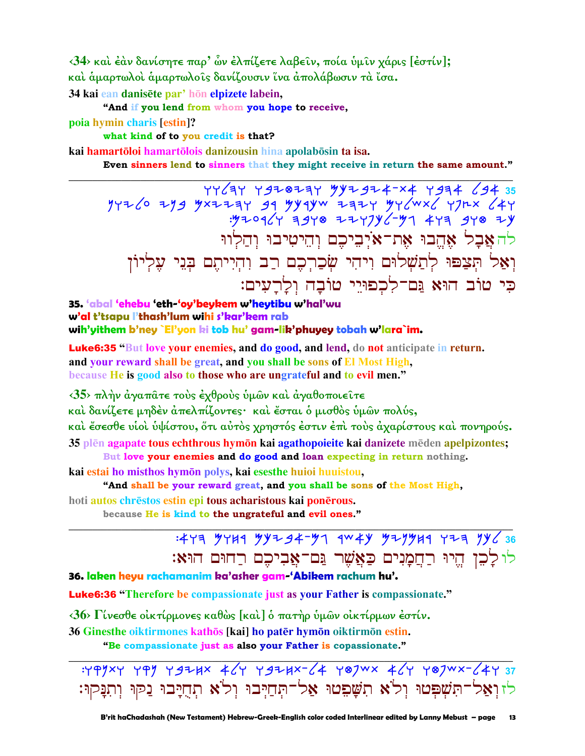‹34› καὶ ἐὰν δανίσητε παρ' ὧν ἐλπίζετε λαβεῖν, ποία ὑμῖν χάρις [ἐστίν];
καὶ ἁμαρτωλοὶ ἁμαρτωλοῖς δανίζουσιν ἵνα ἀπολάβωσιν τὰ ἴσα.

**34 kai ean danisēte par' hōn elpizete labein,**
**"And if you lend from whom you hope to receive,**
**poia hymin charis [estin]?**
**what kind of to you credit is that?**
**kai hamartōloi hamartōlois danizousin hina apolabōsin ta isa.**
**Even sinners lend to sinners that they might receive in return the same amount."**

---

לה אֲבָל אֱהֶבוּ אֶת־אֹיְבֵיכֶם וְהֵיטִיבוּ וְהַלְווּ
וְאַל תְּצַפּוּ לְתַשְׁלוּם וִיהִי שְׂכַרְכֶם רַב וִהְיִיתֶם בְּנֵי עֶלְיוֹן
כִּי טוֹב הוּא גַּם־לִכְפוּיֵי טוֹבָה וְלָרָעִים׃

**35. 'abal 'ehebu 'eth-'oy'beykem w'heytibu w'hal'wu**
**w'al t'tsapu l'thash'lum wihi s'kar'kem rab**
**wih'yithem b'ney `El'yon ki tob hu' gam-lik'phuyey tobah w'lara`im.**

**Luke6:35 "But love your enemies, and do good, and lend, do not anticipate in return.**
**and your reward shall be great, and you shall be sons of El Most High,**
**because He is good also to those who are ungrateful and to evil men."**

‹35› πλὴν ἀγαπᾶτε τοὺς ἐχθροὺς ὑμῶν καὶ ἀγαθοποιεῖτε
καὶ δανίζετε μηδὲν ἀπελπίζοντες· καὶ ἔσται ὁ μισθὸς ὑμῶν πολύς,
καὶ ἔσεσθε υἱοὶ ὑψίστου, ὅτι αὐτὸς χρηστός ἐστιν ἐπὶ τοὺς ἀχαρίστους καὶ πονηρούς.

**35 plēn agapate tous echthrous hymōn kai agathopoieite kai danizete mēden apelpizontes;**
**But love your enemies and do good and loan expecting in return nothing.**
**kai estai ho misthos hymōn polys, kai esesthe huioi huuistou,**
**"And shall be your reward great, and you shall be sons of the Most High,**
**hoti autos chrēstos estin epi tous acharistous kai ponērous.**
**because He is kind to the ungrateful and evil ones."**

---

לו לָכֵן הֱיוּ רַחֲמָנִים כַּאֲשֶׁר גַּם־אֲבִיכֶם רַחוּם הוּא׃

**36. laken heyu rachamanim ka'asher gam-'Abikem rachum hu'.**

**Luke6:36 "Therefore be compassionate just as your Father is compassionate."**

‹36› Γίνεσθε οἰκτίρμονες καθὼς [καὶ] ὁ πατὴρ ὑμῶν οἰκτίρμων ἐστίν.

**36 Ginesthe oiktirmones kathōs [kai] ho patēr hymōn oiktirmōn estin.**
**"Be compassionate just as also your Father is copassionate."**

---

לז וְאַל־תִּשְׁפְּטוּ וְלֹא תִשָּׁפֵטוּ אַל־תְּחַיְּבוּ וְלֹא תְחֻיָּבוּ נַקּוּ וְתִנָּקוּ׃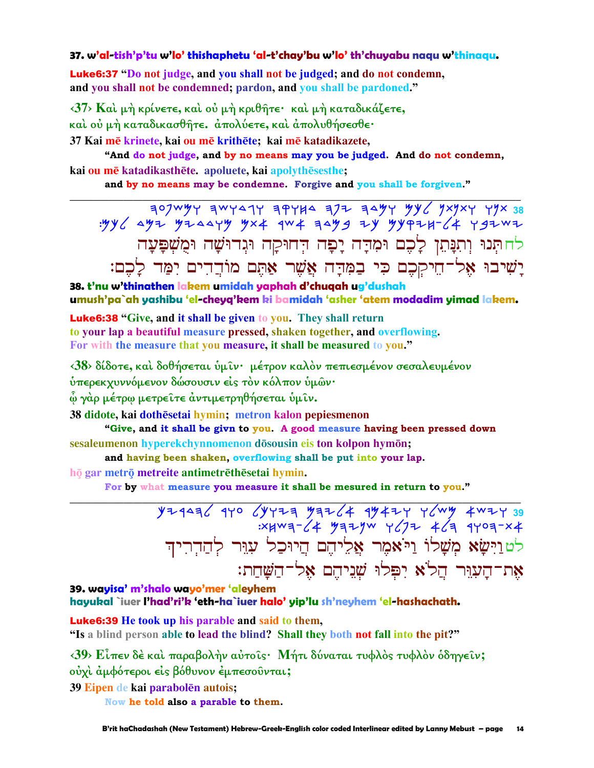**37. w'al-tish'p'tu w'lo' thishaphetu 'al-t'chay'bu w'lo' th'chuyabu naqu w'thinaqu.**

**Luke6:37** "Do not judge, and you shall not be judged; and do not condemn, and you shall not be condemned; pardon, and you shall be pardoned."

‹37› Καὶ μὴ κρίνετε, καὶ οὐ μὴ κριθῆτε· καὶ μὴ καταδικάζετε, καὶ οὐ μὴ καταδικασθῆτε. ἀπολύετε, καὶ ἀπολυθήσεσθε·

37 Kai mē krinete, kai ou mē krithēte; kai mē katadikazete,
"And do not judge, and by no means may you be judged. And do not condemn,
kai ou mē katadikasthēte. apoluete, kai apolythēsesthe;
and by no means may be condemne. Forgive and you shall be forgiven."

---

לח תְּנוּ וְתִנָּתֵן לָכֶם וּמִדָּה יָפָה דְחוּקָה וּגְדוּשָׁה וּמְשֻׁפָּעָה
יָשִׁיבוּ אֶל־חֵיקְכֶם כִּי בַמִּדָּה אֲשֶׁר אַתֶּם מוֹדְדִים יִמַּד לָכֶם׃

**38. t'nu w'thinathen lakem umidah yaphah d'chuqah ug'dushah umush'pa`ah yashibu 'el-cheyq'kem ki bamidah 'asher 'atem modadim yimad lakem.**

**Luke6:38** "Give, and it shall be given to you. They shall return to your lap a beautiful measure pressed, shaken together, and overflowing. For with the measure that you measure, it shall be measured to you."

‹38› δίδοτε, καὶ δοθήσεται ὑμῖν· μέτρον καλὸν πεπιεσμένον σεσαλευμένον ὑπερεκχυννόμενον δώσουσιν εἰς τὸν κόλπον ὑμῶν· ᾧ γὰρ μέτρῳ μετρεῖτε ἀντιμετρηθήσεται ὑμῖν.

38 didote, kai dothēsetai hymin; metron kalon pepiesmenon
"Give, and it shall be givn to you. A good measure having been pressed down
sesaleumenon hyperekchynnomenon dōsousin eis ton kolpon hymōn;
and having been shaken, overflowing shall be put into your lap.
hō gar metrō metreite antimetrēthēsetai hymin.
For by what measure you measure it shall be mesured in return to you."

---

לט וַיִּשָּׂא מְשָׁלוֹ וַיֹּאמֶר אֲלֵיהֶם הֲיוּכַל עִוֵּר לְהַדְרִיךְ
אֶת־הָעִוֵּר הֲלֹא יִפְּלוּ שְׁנֵיהֶם אֶל־הַשָּׁחַת׃

**39. wayisa' m'shalo wayo'mer 'aleyhem hayukal `iuer l'had'ri'k 'eth-ha`iuer halo' yip'lu sh'neyhem 'el-hashachath.**

**Luke6:39** He took up his parable and said to them, "Is a blind person able to lead the blind? Shall they both not fall into the pit?"

‹39› Εἶπεν δὲ καὶ παραβολὴν αὐτοῖς· Μήτι δύναται τυφλὸς τυφλὸν ὁδηγεῖν; οὐχὶ ἀμφότεροι εἰς βόθυνον ἐμπεσοῦνται;

39 Eipen de kai parabolēn autois;
Now he told also a parable to them.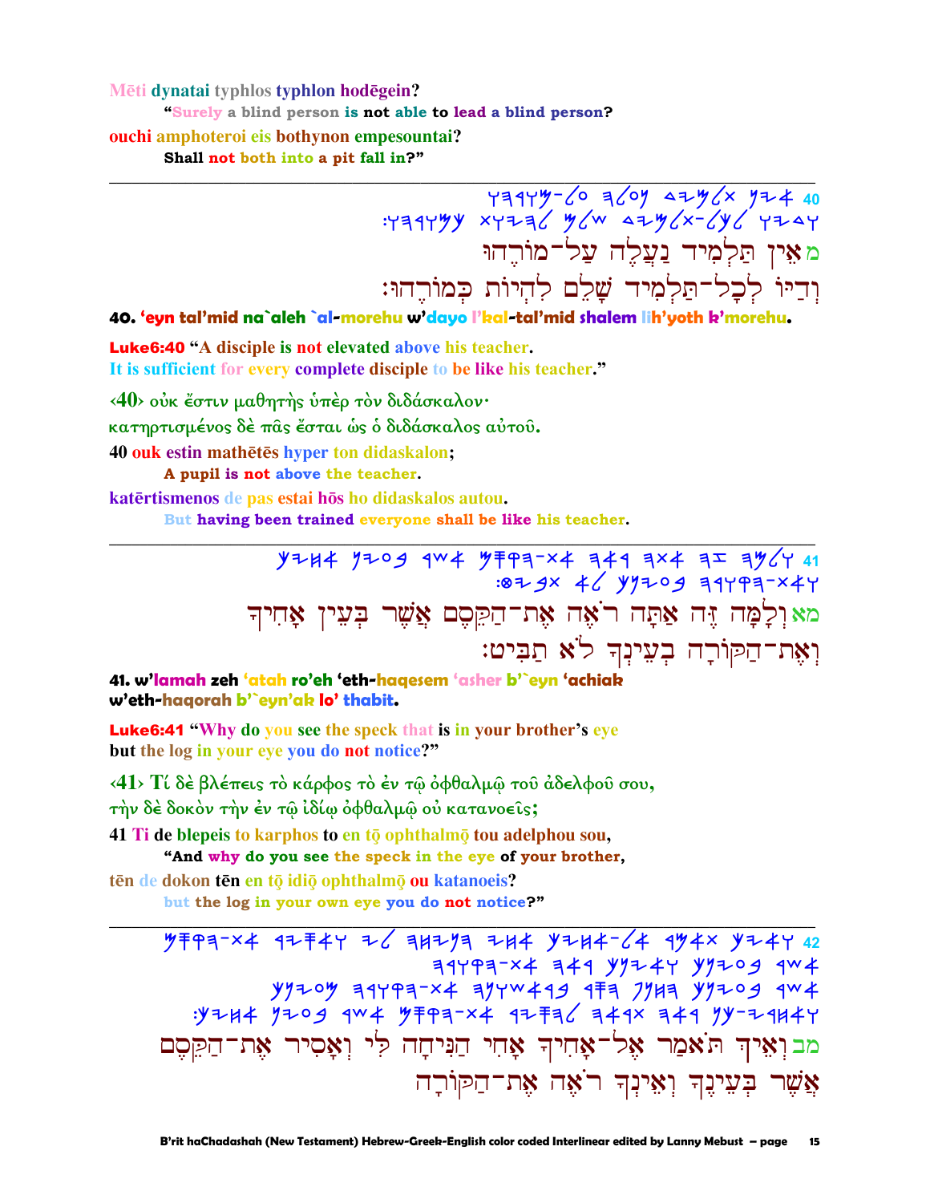Mēti dynatai typhlos typhlon hodēgein?

**"Surely a blind person is not able to lead a blind person?**

ouchi amphoteroi eis bothynon empesountai?

**Shall not both into a pit fall in?"**

---

מ אֵין תַּלְמִיד נַעֲלֶה עַל־מוֹרֵהוּ
וְדַיּוֹ לְכָל־תַּלְמִיד שָׁלֵם לִהְיוֹת כְּמוֹרֵהוּ׃

**40. 'eyn tal'mid na`aleh `al-morehu w'dayo l'kal-tal'mid shalem lih'yoth k'morehu.**

**Luke6:40** "A disciple is not elevated above his teacher.
It is sufficient for every complete disciple to be like his teacher."

‹40› οὐκ ἔστιν μαθητὴς ὑπὲρ τὸν διδάσκαλον·
κατηρτισμένος δὲ πᾶς ἔσται ὡς ὁ διδάσκαλος αὐτοῦ.

40 ouk estin mathētēs hyper ton didaskalon;

**A pupil is not above the teacher.**

katērtismenos de pas estai hōs ho didaskalos autou.

**But having been trained everyone shall be like his teacher.**

---

מא וְלָמָּה זֶּה אַתָּה רֹאֶה אֶת־הַקֵּסֶם אֲשֶׁר בְּעֵין אָחִיךָ
וְאֶת־הַקּוֹרָה בְּעֵינְךָ לֹא תַבִּיט׃

**41. w'lamah zeh 'atah ro'eh 'eth-haqesem 'asher b'`eyn 'achiak w'eth-haqorah b'`eyn'ak lo' thabit.**

**Luke6:41** "Why do you see the speck that is in your brother's eye
but the log in your eye you do not notice?"

‹41› Τί δὲ βλέπεις τὸ κάρφος τὸ ἐν τῷ ὀφθαλμῷ τοῦ ἀδελφοῦ σου,
τὴν δὲ δοκὸν τὴν ἐν τῷ ἰδίῳ ὀφθαλμῷ οὐ κατανοεῖς;

41 Ti de blepeis to karphos to en tō ophthalmō tou adelphou sou,

**"And why do you see the speck in the eye of your brother,**

tēn de dokon tēn en tō idiō ophthalmō ou katanoeis?

**but the log in your own eye you do not notice?"**

---

מב וְאֵיךְ תֹּאמַר אֶל־אָחִיךָ אָחִי הַנִּיחָה לִּי וְאָסִיר אֶת־הַקֵּסֶם
אֲשֶׁר בְּעֵינֶךָ וְאֵינְךָ רֹאֶה אֶת־הַקּוֹרָה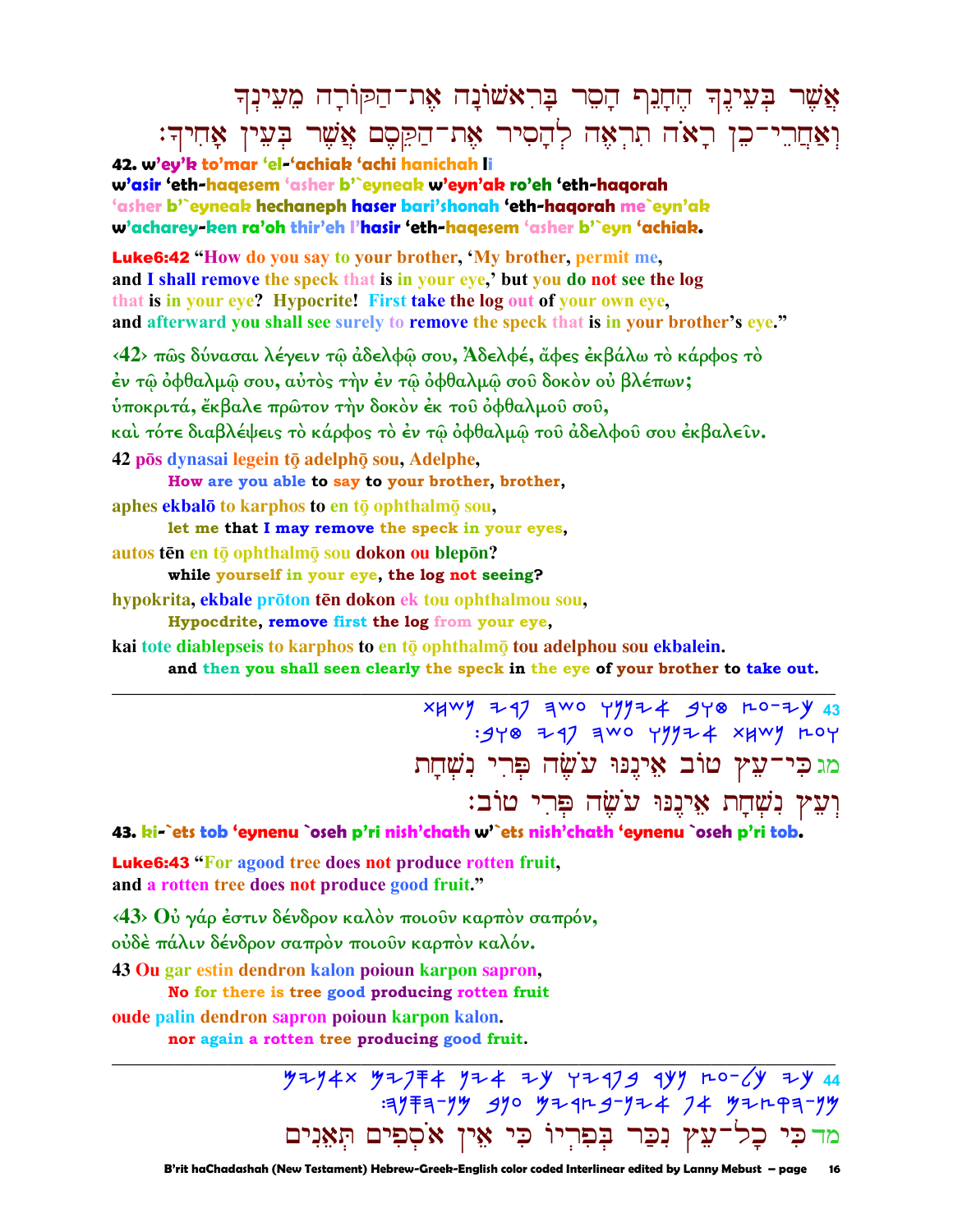אֲשֶׁר בְּעֵינֶךָ הֶחָנֵף הָסֵר בָּרִאשׁוֹנָה אֶת־הַקּוֹרָה מֵעֵינְךָ
וְאַחֲרֵי־כֵן רָאֹה תִרְאֶה לְהָסִיר אֶת־הַקֶּסֶם אֲשֶׁר בְּעֵין אָחִיךָ׃

**42. w'ey'k to'mar 'el-'achiak 'achi hanichah li w'asir 'eth-haqesem 'asher b'`eyneak w'eyn'ak ro'eh 'eth-haqorah 'asher b'`eyneak hechaneph haser bari'shonah 'eth-haqorah me`eyn'ak w'acharey-ken ra'oh thir'eh l'hasir 'eth-haqesem 'asher b'`eyn 'achiak.**

**Luke6:42** "How do you say to your brother, 'My brother, permit me, and I shall remove the speck that is in your eye,' but you do not see the log that is in your eye? Hypocrite! First take the log out of your own eye, and afterward you shall see surely to remove the speck that is in your brother's eye."

‹42› πῶς δύνασαι λέγειν τῷ ἀδελφῷ σου, Ἀδελφέ, ἄφες ἐκβάλω τὸ κάρφος τὸ ἐν τῷ ὀφθαλμῷ σου, αὐτὸς τὴν ἐν τῷ ὀφθαλμῷ σοῦ δοκὸν οὐ βλέπων; ὑποκριτά, ἔκβαλε πρῶτον τὴν δοκὸν ἐκ τοῦ ὀφθαλμοῦ σοῦ, καὶ τότε διαβλέψεις τὸ κάρφος τὸ ἐν τῷ ὀφθαλμῷ τοῦ ἀδελφοῦ σου ἐκβαλεῖν.

42 pōs dynasai legein tō adelphō sou, Adelphe,
**How are you able to say to your brother, brother,**
aphes ekbalō to karphos to en tō ophthalmō sou,
**let me that I may remove the speck in your eyes,**
autos tēn en tō ophthalmō sou dokon ou blepōn?
**while yourself in your eye, the log not seeing?**
hypokrita, ekbale prōton tēn dokon ek tou ophthalmou sou,
**Hypocdrite, remove first the log from your eye,**
kai tote diablepseis to karphos to en tō ophthalmō tou adelphou sou ekbalein.
**and then you shall seen clearly the speck in the eye of your brother to take out.**

---

מג כִּי־עֵץ טוֹב אֵינֶנּוּ עֹשֶׂה פְּרִי נִשְׁחָת
וְעֵץ נִשְׁחָת אֵינֶנּוּ עֹשֶׂה פְּרִי טוֹב׃

**43. ki-`ets tob 'eynenu `oseh p'ri nish'chath w'`ets nish'chath 'eynenu `oseh p'ri tob.**

**Luke6:43** "For agood tree does not produce rotten fruit, and a rotten tree does not produce good fruit."

‹43› Οὐ γάρ ἐστιν δένδρον καλὸν ποιοῦν καρπὸν σαπρόν, οὐδὲ πάλιν δένδρον σαπρὸν ποιοῦν καρπὸν καλόν.

43 Ou gar estin dendron kalon poioun karpon sapron,
**No for there is tree good producing rotten fruit**
oude palin dendron sapron poioun karpon kalon.
**nor again a rotten tree producing good fruit.**

---

מד כִּי כָל־עֵץ נִכַּר בְּפִרְיוֹ כִּי אֵין אֹסְפִים תְּאֵנִים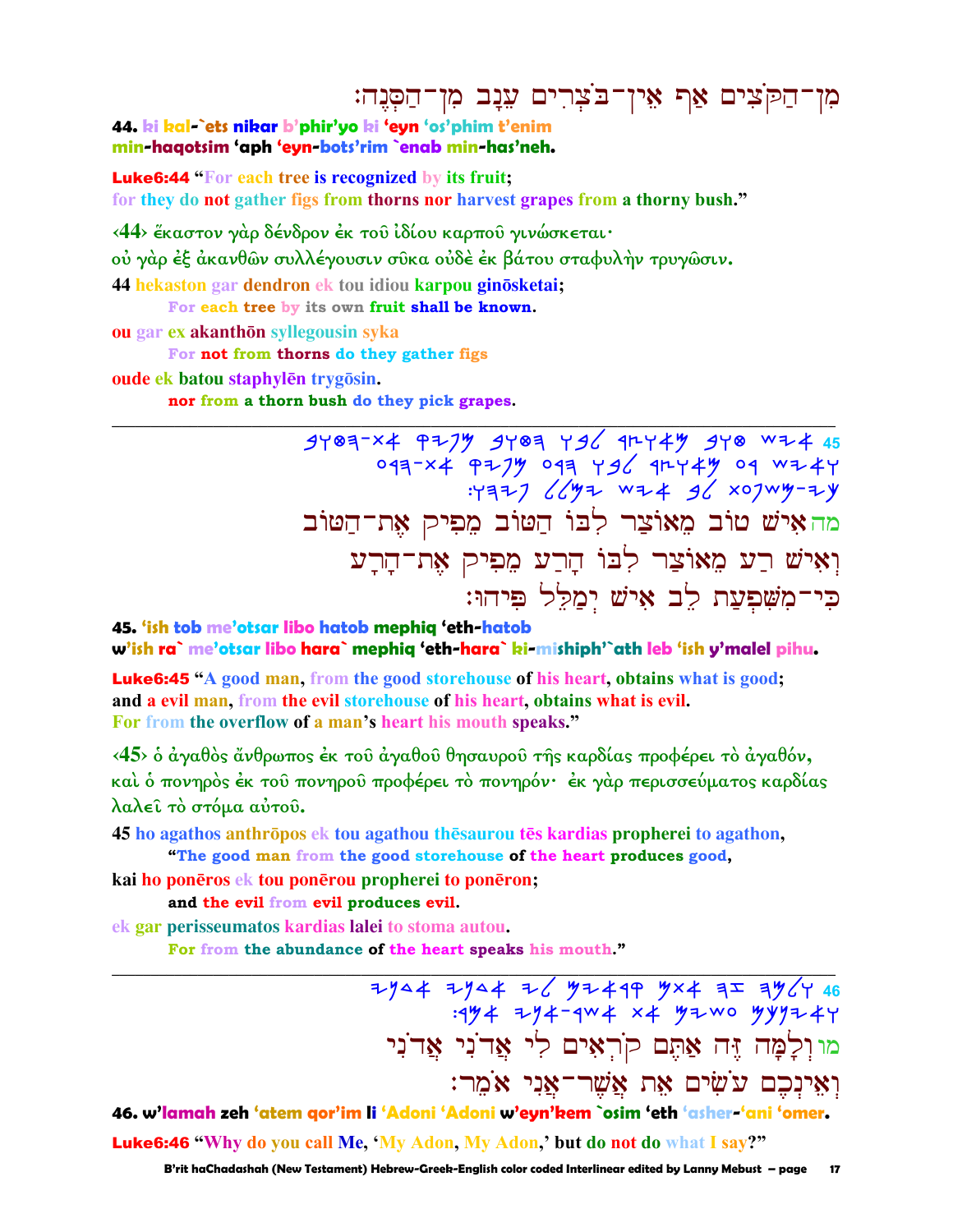מִן־הַקֹּצִים אַף אֵין־בֹּצְרִים עֵנָב מִן־הַסְּנֶה׃

**44.** ki kal-`ets nikar b'phir'yo ki 'eyn 'os'phim t'enim min-haqotsim 'aph 'eyn-bots'rim `enab min-has'neh.

**Luke6:44** "For each tree is recognized by its fruit; for they do not gather figs from thorns nor harvest grapes from a thorny bush."

‹44› ἕκαστον γὰρ δένδρον ἐκ τοῦ ἰδίου καρποῦ γινώσκεται· οὐ γὰρ ἐξ ἀκανθῶν συλλέγουσιν σῦκα οὐδὲ ἐκ βάτου σταφυλὴν τρυγῶσιν.

44 hekaston gar dendron ek tou idiou karpou ginōsketai;
For each tree by its own fruit shall be known.
ou gar ex akanthōn syllegousin syka
For not from thorns do they gather figs
oude ek batou staphylēn trygōsin.
nor from a thorn bush do they pick grapes.

---

45 [Paleo-Hebrew script]

מה אִישׁ טוֹב מֵאוֹצַר לִבּוֹ הַטּוֹב מֵפִיק אֶת־הַטּוֹב
וְאִישׁ רַע מֵאוֹצַר לִבּוֹ הָרַע מֵפִיק אֶת־הָרָע
כִּי־מִשְׁפְּעַת לֵב אִישׁ יְמַלֵּל פִּיהוּ׃

**45.** 'ish tob me'otsar libo hatob mephiq 'eth-hatob w'ish ra` me'otsar libo hara` mephiq 'eth-hara` ki-mishiph'`ath leb 'ish y'malel pihu.

**Luke6:45** "A good man, from the good storehouse of his heart, obtains what is good; and a evil man, from the evil storehouse of his heart, obtains what is evil. For from the overflow of a man's heart his mouth speaks."

‹45› ὁ ἀγαθὸς ἄνθρωπος ἐκ τοῦ ἀγαθοῦ θησαυροῦ τῆς καρδίας προφέρει τὸ ἀγαθόν, καὶ ὁ πονηρὸς ἐκ τοῦ πονηροῦ προφέρει τὸ πονηρόν· ἐκ γὰρ περισσεύματος καρδίας λαλεῖ τὸ στόμα αὐτοῦ.

45 ho agathos anthrōpos ek tou agathou thēsaurou tēs kardias propherei to agathon,
"The good man from the good storehouse of the heart produces good,
kai ho ponēros ek tou ponērou propherei to ponēron;
and the evil from evil produces evil.
ek gar perisseumatos kardias lalei to stoma autou.
For from the abundance of the heart speaks his mouth."

---

46 [Paleo-Hebrew script]

מו וְלָמָּה זֶּה אַתֶּם קֹרְאִים לִי אֲדֹנִי אֲדֹנִי
וְאֵינְכֶם עֹשִׂים אֵת אֲשֶׁר־אֲנִי אֹמֵר׃

**46.** w'lamah zeh 'atem qor'im li 'Adoni 'Adoni w'eyn'kem `osim 'eth 'asher-'ani 'omer.

**Luke6:46** "Why do you call Me, 'My Adon, My Adon,' but do not do what I say?"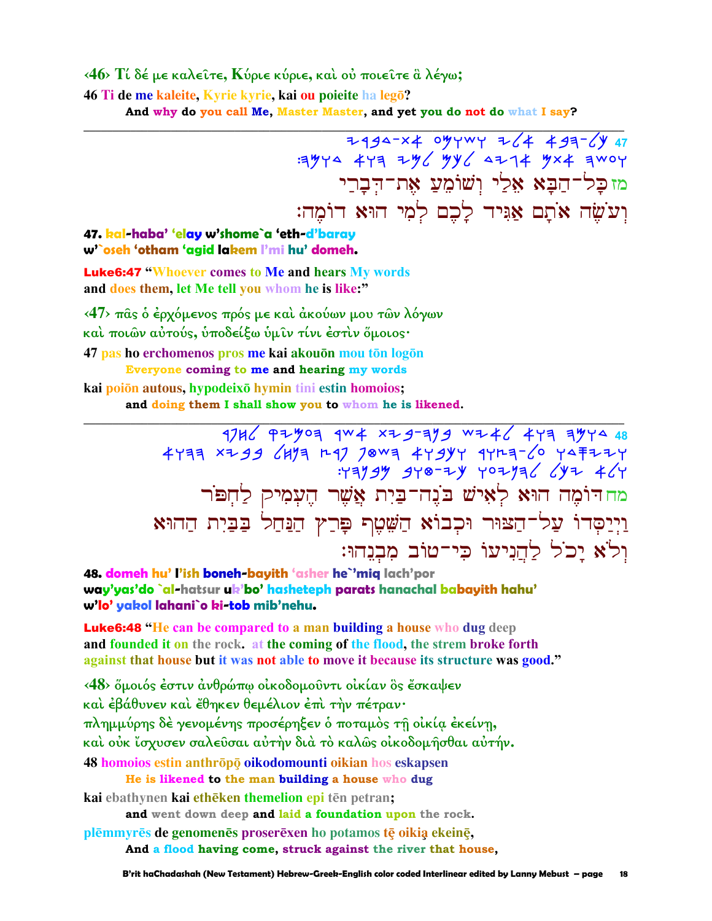‹46› Τί δέ με καλεῖτε, Κύριε κύριε, καὶ οὐ ποιεῖτε ἃ λέγω;

46 Ti de me kaleite, Kyrie kyrie, kai ou poieite ha legō?

**And why do you call Me, Master Master, and yet you do not do what I say?**

---

מז כָּל־הַבָּא אֵלַי וְשׁוֹמֵעַ אֶת־דְּבָרַי
וְעֹשֶׂה אֹתָם אַגִּיד לָכֶם לְמִי הוּא דוֹמֶה׃

**47. kal-haba' 'elay w'shome`a 'eth-d'baray**
**w'`oseh 'otham 'agid lakem l'mi hu' domeh.**

**Luke6:47 "Whoever comes to Me and hears My words**
**and does them, let Me tell you whom he is like:"**

‹47› πᾶς ὁ ἐρχόμενος πρός με καὶ ἀκούων μου τῶν λόγων
καὶ ποιῶν αὐτούς, ὑποδείξω ὑμῖν τίνι ἐστὶν ὅμοιος·

47 pas ho erchomenos pros me kai akouōn mou tōn logōn

**Everyone coming to me and hearing my words**

kai poiōn autous, hypodeixō hymin tini estin homoios;

**and doing them I shall show you to whom he is likened.**

---

מח דּוֹמֶה הוּא לְאִישׁ בֹּנֶה־בַיִת אֲשֶׁר הֶעְמִיק לַחְפֹּר
וַיְיַסְּדוֹ עַל־הַצּוּר וּכְבוֹא הַשֶּׁטֶף פָּרַץ הַנַּחַל בַּבַּיִת הַהוּא
וְלֹא יָכֹל לַהֲנִיעוֹ כִּי־טוֹב מִבְנֵהוּ׃

**48. domeh hu' l'ish boneh-bayith 'asher he`miq lach'por**
**way'yas'do `al-hatsur uk'bo' hasheteph parats hanachal babayith hahu'**
**w'lo' yakol lahani`o ki-tob mib'nehu.**

**Luke6:48 "He can be compared to a man building a house who dug deep**
**and founded it on the rock. at the coming of the flood, the strem broke forth**
**against that house but it was not able to move it because its structure was good."**

‹48› ὅμοιός ἐστιν ἀνθρώπῳ οἰκοδομοῦντι οἰκίαν ὃς ἔσκαψεν
καὶ ἐβάθυνεν καὶ ἔθηκεν θεμέλιον ἐπὶ τὴν πέτραν·
πλημμύρης δὲ γενομένης προσέρηξεν ὁ ποταμὸς τῇ οἰκίᾳ ἐκείνῃ,
καὶ οὐκ ἴσχυσεν σαλεῦσαι αὐτὴν διὰ τὸ καλῶς οἰκοδομῆσθαι αὐτήν.

48 homoios estin anthrōpō oikodomounti oikian hos eskapsen

**He is likened to the man building a house who dug**

kai ebathynen kai ethēken themelion epi tēn petran;

**and went down deep and laid a foundation upon the rock.**

plēmmyrēs de genomenēs proserēxen ho potamos tē oikia ekeinē,

**And a flood having come, struck against the river that house,**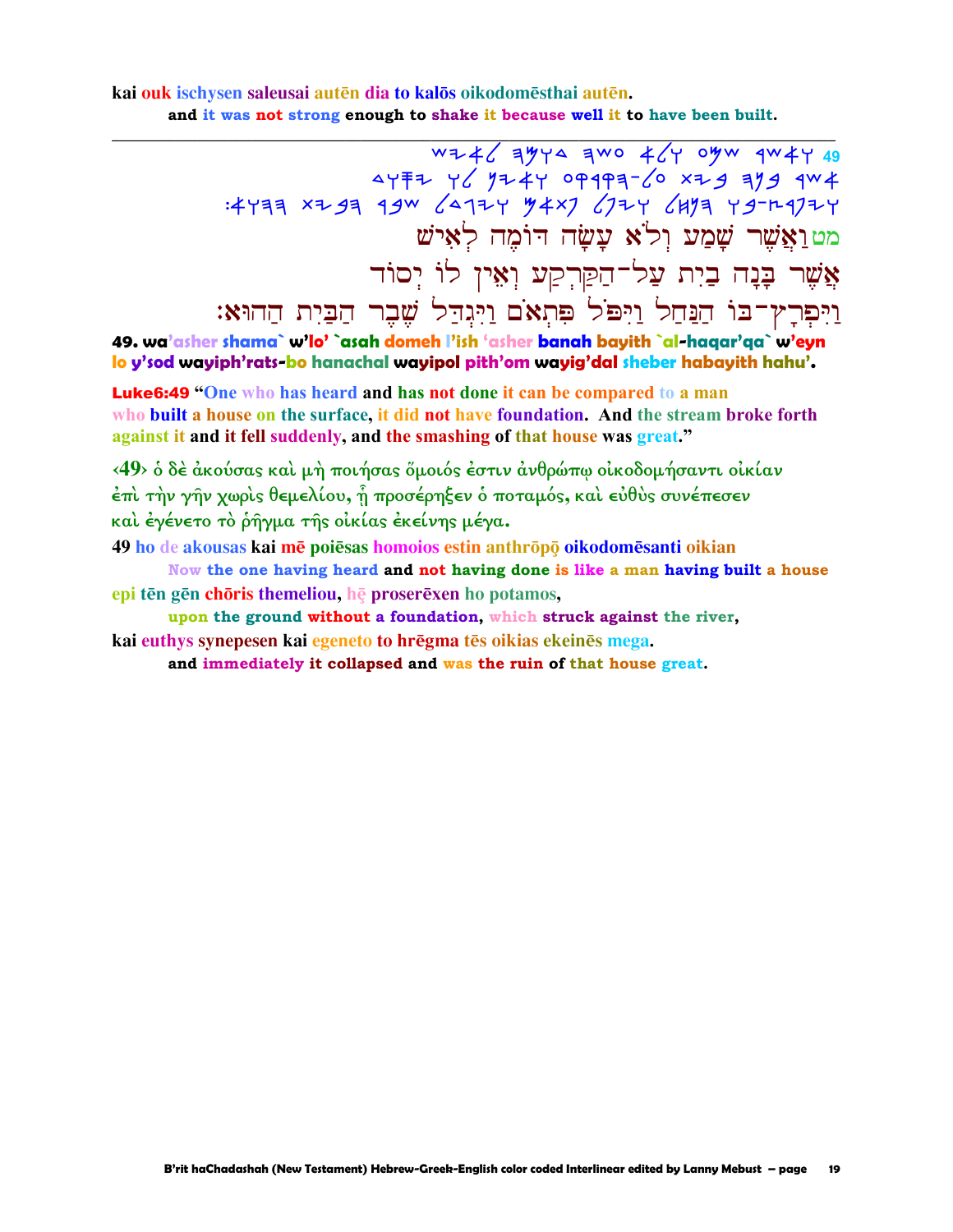**kai ouk ischysen saleusai autēn dia to kalōs oikodomēsthai autēn.**

**and it was not strong enough to shake it because well it to have been built.**

---

49 wz4l 3yy4 3wo 4ly oyw qw4y
4yfz yl yz4y opqp3-lo xzb 3yb qw4
:4y33 xzb3 qbw ldqzy y4xp lpzy lhy3 yb-rqpzy

מט וַאֲשֶׁר שָׁמַע וְלֹא עָשָׂה דּוֹמֶה לְאִישׁ
אֲשֶׁר בָּנָה בַיִת עַל־הַקַּרְקַע וְאֵין לוֹ יְסוֹד
וַיִּפְרָץ־בּוֹ הַנַּחַל וַיִּפֹּל פִּתְאֹם וַיִּגְדַּל שֶׁבֶר הַבַּיִת הַהוּא׃

**49. wa'asher shama` w'lo' `asah domeh l'ish 'asher banah bayith `al-haqar'qa` w'eyn lo y'sod wayiph'rats-bo hanachal wayipol pith'om wayig'dal sheber habayith hahu'.**

**Luke6:49** "One who has heard and has not done it can be compared to a man who built a house on the surface, it did not have foundation. And the stream broke forth against it and it fell suddenly, and the smashing of that house was great."

‹49› ὁ δὲ ἀκούσας καὶ μὴ ποιήσας ὅμοιός ἐστιν ἀνθρώπῳ οἰκοδομήσαντι οἰκίαν ἐπὶ τὴν γῆν χωρὶς θεμελίου, ᾗ προσέρηξεν ὁ ποταμός, καὶ εὐθὺς συνέπεσεν καὶ ἐγένετο τὸ ῥῆγμα τῆς οἰκίας ἐκείνης μέγα.

**49 ho de akousas kai mē poiēsas homoios estin anthrōpō oikodomēsanti oikian**

**Now the one having heard and not having done is like a man having built a house**

**epi tēn gēn chōris themeliou, hē proserēxen ho potamos,**

**upon the ground without a foundation, which struck against the river,**

**kai euthys synepesen kai egeneto to hrēgma tēs oikias ekeinēs mega.**

**and immediately it collapsed and was the ruin of that house great.**